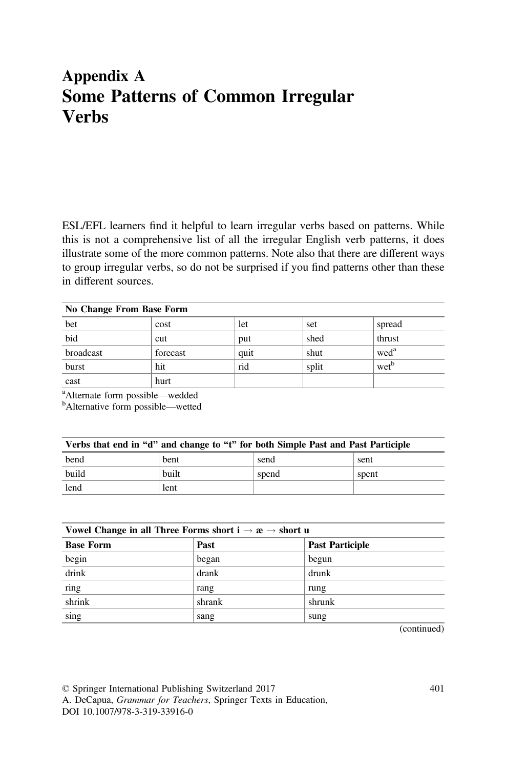# Appendix A
# Some Patterns of Common Irregular Verbs

ESL/EFL learners find it helpful to learn irregular verbs based on patterns. While this is not a comprehensive list of all the irregular English verb patterns, it does illustrate some of the more common patterns. Note also that there are different ways to group irregular verbs, so do not be surprised if you find patterns other than these in different sources.

| **No Change From Base Form** | | | | |
|---|---|---|---|---|
| bet | cost | let | set | spread |
| bid | cut | put | shed | thrust |
| broadcast | forecast | quit | shut | wed[a] |
| burst | hit | rid | split | wet[b] |
| cast | hurt | | | |

[a]Alternate form possible—wedded
[b]Alternative form possible—wetted

| **Verbs that end in "d" and change to "t" for both Simple Past and Past Participle** | | | |
|---|---|---|---|
| bend | bent | send | sent |
| build | built | spend | spent |
| lend | lent | | |

| **Vowel Change in all Three Forms short i → æ → short u** | | |
|---|---|---|
| **Base Form** | **Past** | **Past Participle** |
| begin | began | begun |
| drink | drank | drunk |
| ring | rang | rung |
| shrink | shrank | shrunk |
| sing | sang | sung |

(continued)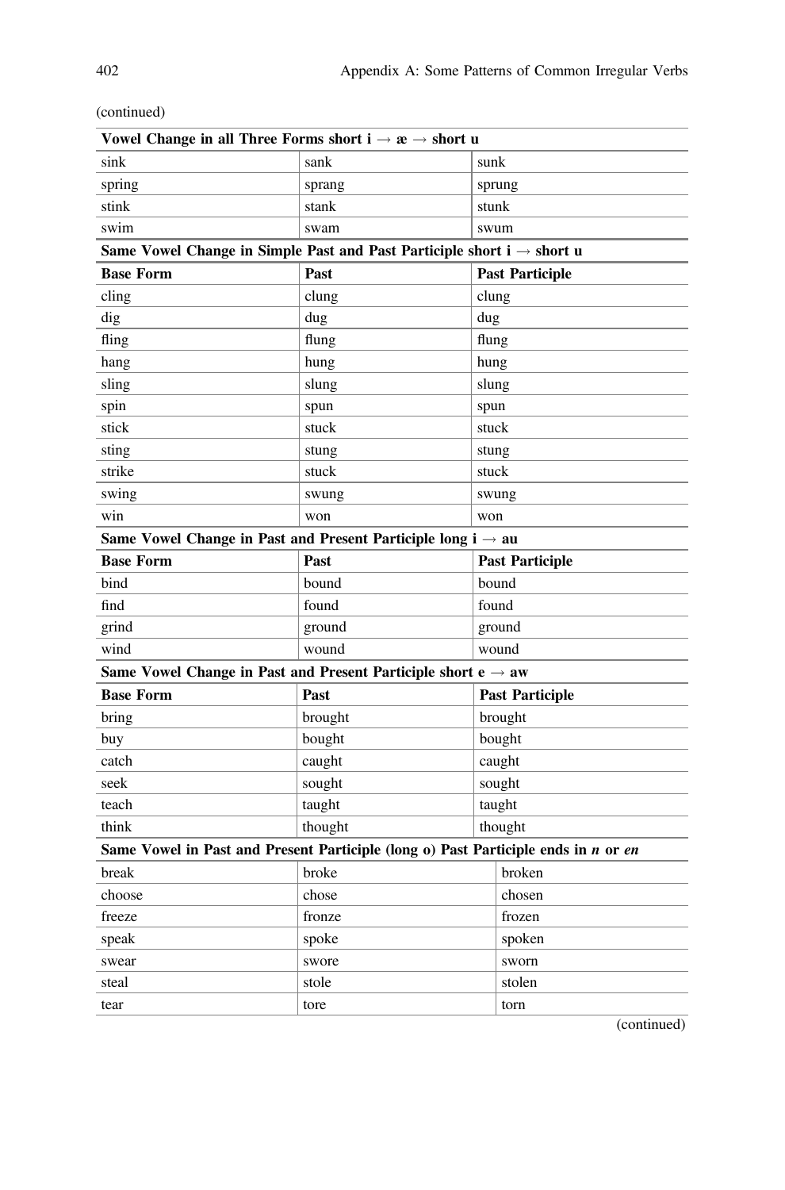(continued)

| Vowel Change in all Three Forms short i → æ → short u | | |
|---|---|---|
| sink | sank | sunk |
| spring | sprang | sprung |
| stink | stank | stunk |
| swim | swam | swum |
| **Same Vowel Change in Simple Past and Past Participle short i → short u** | | |
| **Base Form** | **Past** | **Past Participle** |
| cling | clung | clung |
| dig | dug | dug |
| fling | flung | flung |
| hang | hung | hung |
| sling | slung | slung |
| spin | spun | spun |
| stick | stuck | stuck |
| sting | stung | stung |
| strike | stuck | stuck |
| swing | swung | swung |
| win | won | won |
| **Same Vowel Change in Past and Present Participle long i → au** | | |
| **Base Form** | **Past** | **Past Participle** |
| bind | bound | bound |
| find | found | found |
| grind | ground | ground |
| wind | wound | wound |
| **Same Vowel Change in Past and Present Participle short e → aw** | | |
| **Base Form** | **Past** | **Past Participle** |
| bring | brought | brought |
| buy | bought | bought |
| catch | caught | caught |
| seek | sought | sought |
| teach | taught | taught |
| think | thought | thought |
| **Same Vowel in Past and Present Participle (long o) Past Participle ends in *n* or *en*** | | |
| break | broke | broken |
| choose | chose | chosen |
| freeze | fronze | frozen |
| speak | spoke | spoken |
| swear | swore | sworn |
| steal | stole | stolen |
| tear | tore | torn |

(continued)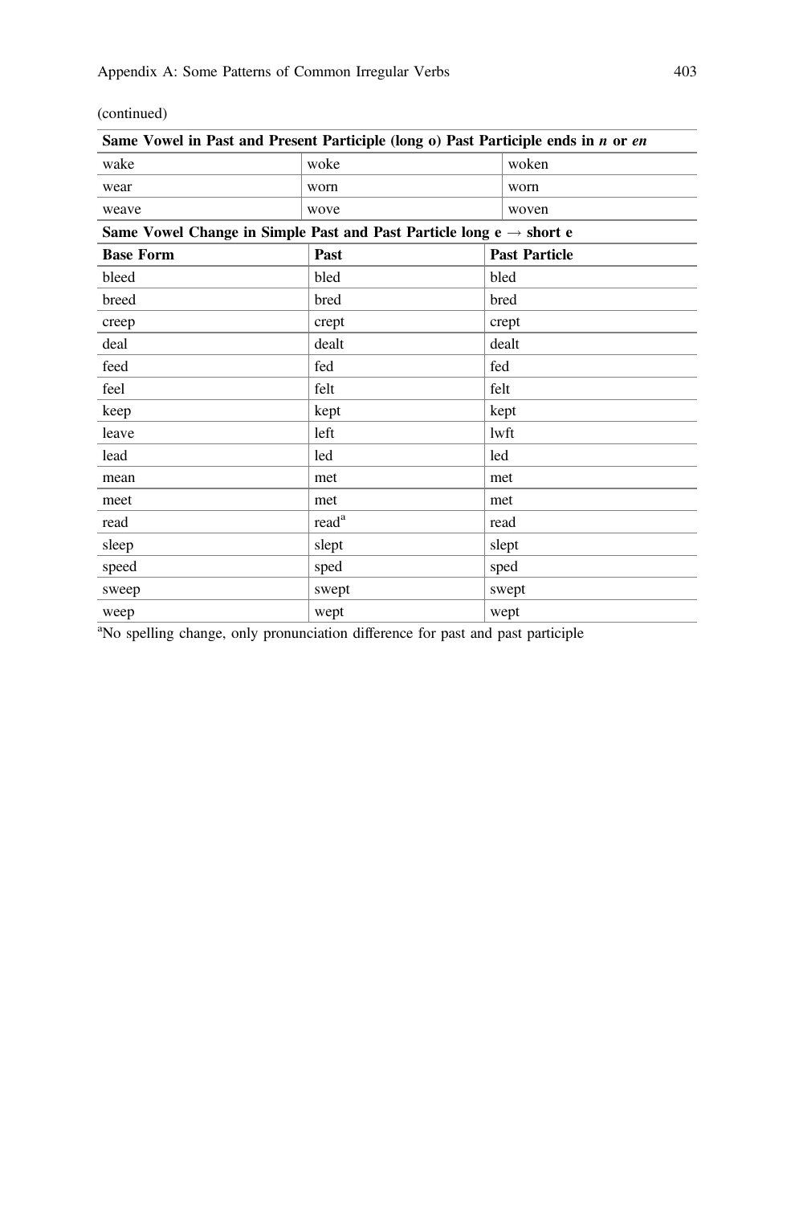(continued)

| Same Vowel in Past and Present Participle (long o) Past Participle ends in *n* or *en* | | |
|---|---|---|
| wake | woke | woken |
| wear | worn | worn |
| weave | wove | woven |
| **Same Vowel Change in Simple Past and Past Particle long e → short e** | | |
| **Base Form** | **Past** | **Past Particle** |
| bleed | bled | bled |
| breed | bred | bred |
| creep | crept | crept |
| deal | dealt | dealt |
| feed | fed | fed |
| feel | felt | felt |
| keep | kept | kept |
| leave | left | lwft |
| lead | led | led |
| mean | met | met |
| meet | met | met |
| read | read[a] | read |
| sleep | slept | slept |
| speed | sped | sped |
| sweep | swept | swept |
| weep | wept | wept |

[a]No spelling change, only pronunciation difference for past and past participle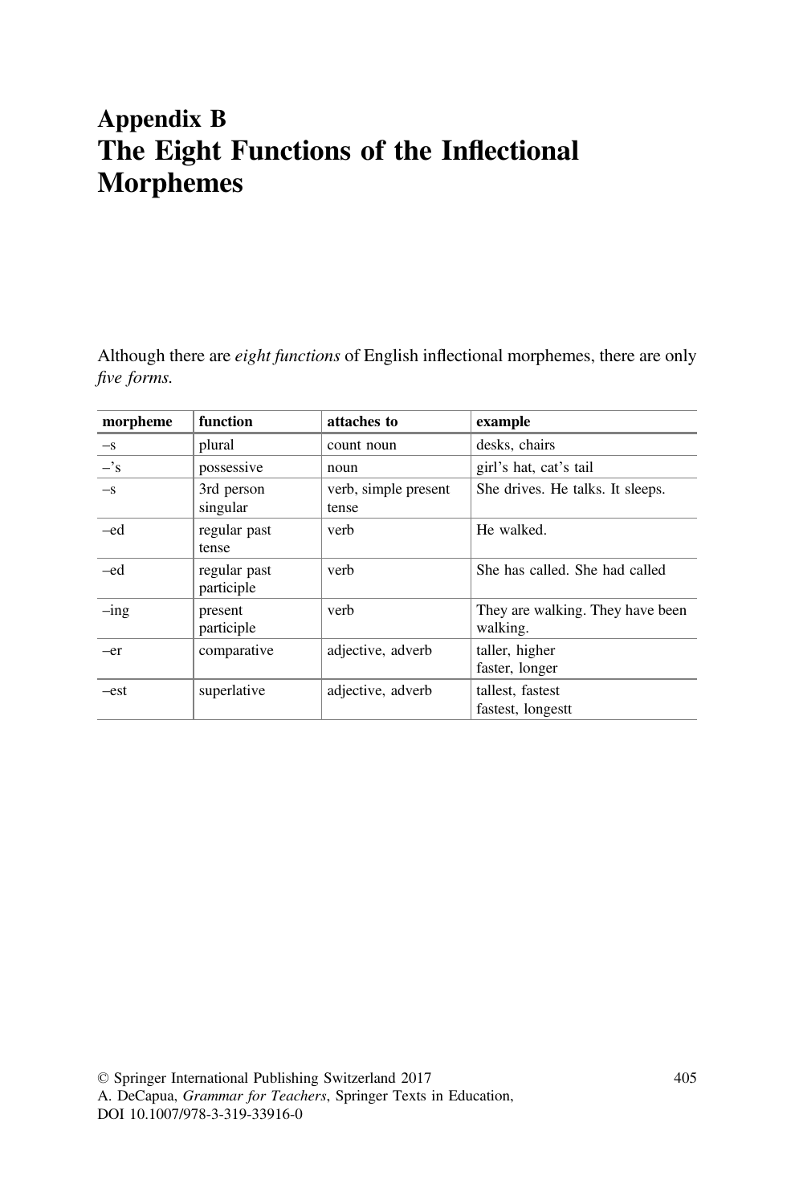# Appendix B
# The Eight Functions of the Inflectional Morphemes

Although there are *eight functions* of English inflectional morphemes, there are only *five forms.*

| morpheme | function | attaches to | example |
|---|---|---|---|
| –s | plural | count noun | desks, chairs |
| –'s | possessive | noun | girl's hat, cat's tail |
| –s | 3rd person singular | verb, simple present tense | She drives. He talks. It sleeps. |
| –ed | regular past tense | verb | He walked. |
| –ed | regular past participle | verb | She has called. She had called |
| –ing | present participle | verb | They are walking. They have been walking. |
| –er | comparative | adjective, adverb | taller, higher<br>faster, longer |
| –est | superlative | adjective, adverb | tallest, fastest<br>fastest, longestt |

© Springer International Publishing Switzerland 2017
A. DeCapua, *Grammar for Teachers*, Springer Texts in Education,
DOI 10.1007/978-3-319-33916-0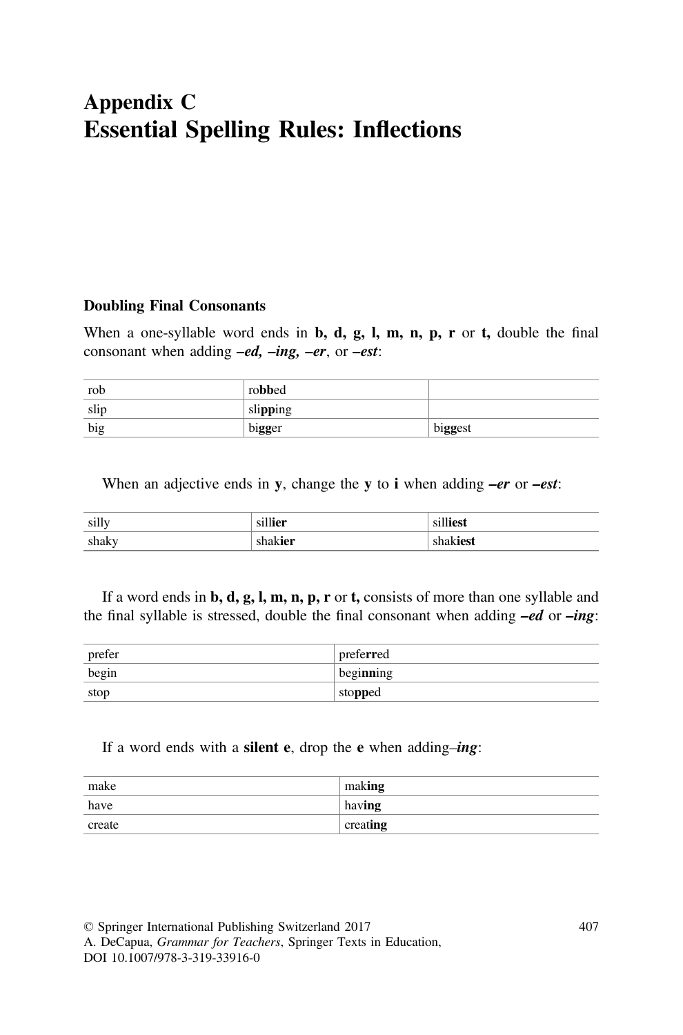# Appendix C
# Essential Spelling Rules: Inflections

### Doubling Final Consonants

When a one-syllable word ends in **b, d, g, l, m, n, p, r** or **t,** double the final consonant when adding ***–ed, –ing, –er***, or ***–est***:

| | | |
|---|---|---|
| rob | ro**bb**ed | |
| slip | sli**pp**ing | |
| big | bi**gg**er | bi**gg**est |

When an adjective ends in **y**, change the **y** to **i** when adding ***–er*** or ***–est***:

| | | |
|---|---|---|
| silly | sill**ier** | sill**iest** |
| shaky | shak**ier** | shak**iest** |

If a word ends in **b, d, g, l, m, n, p, r** or **t,** consists of more than one syllable and the final syllable is stressed, double the final consonant when adding ***–ed*** or ***–ing***:

| | |
|---|---|
| prefer | prefe**rr**ed |
| begin | begi**nn**ing |
| stop | sto**pp**ed |

If a word ends with a **silent e**, drop the **e** when adding***–ing***:

| | |
|---|---|
| make | mak**ing** |
| have | hav**ing** |
| create | creat**ing** |

© Springer International Publishing Switzerland 2017
A. DeCapua, *Grammar for Teachers*, Springer Texts in Education,
DOI 10.1007/978-3-319-33916-0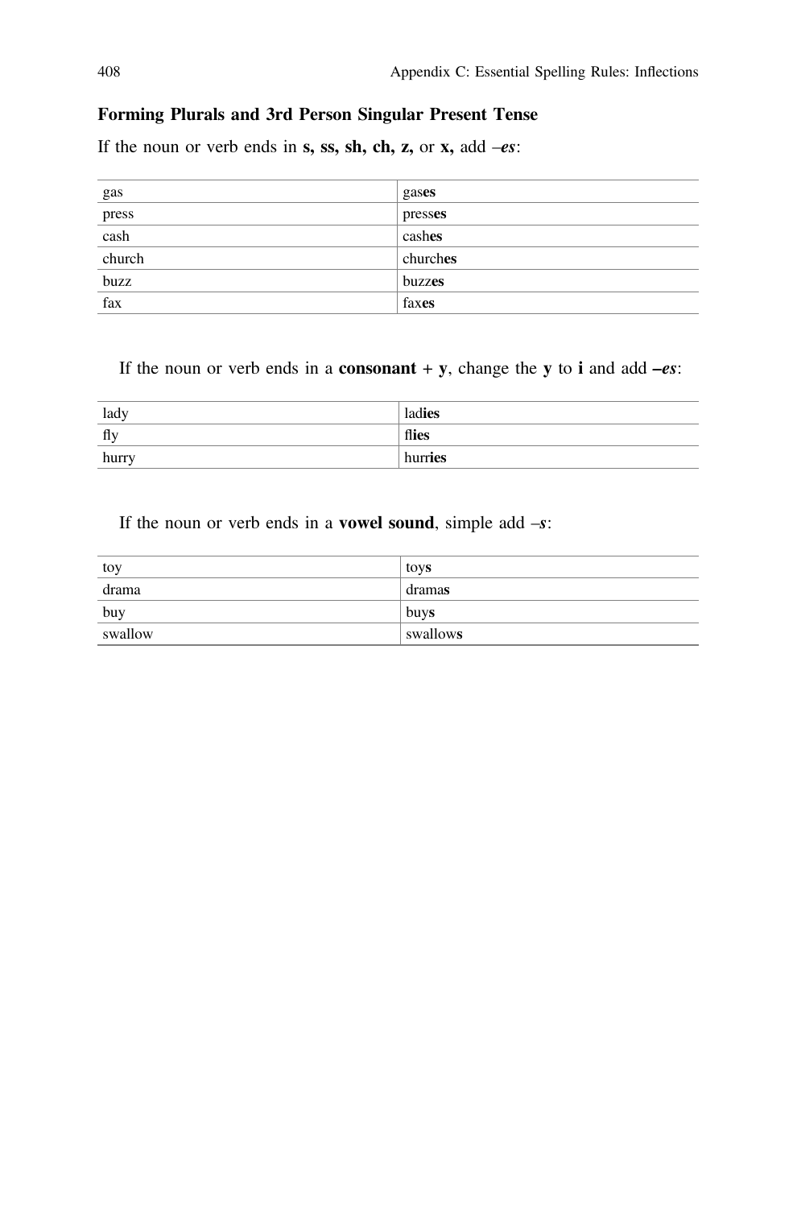### Forming Plurals and 3rd Person Singular Present Tense

If the noun or verb ends in **s, ss, sh, ch, z,** or **x,** add *–es*:

| | |
|---|---|
| gas | gas**es** |
| press | press**es** |
| cash | cash**es** |
| church | church**es** |
| buzz | buzz**es** |
| fax | fax**es** |

If the noun or verb ends in a **consonant + y**, change the **y** to **i** and add ***–es***:

| | |
|---|---|
| lady | lad**ies** |
| fly | fl**ies** |
| hurry | hurr**ies** |

If the noun or verb ends in a **vowel sound**, simple add *–s*:

| | |
|---|---|
| toy | toy**s** |
| drama | drama**s** |
| buy | buy**s** |
| swallow | swallow**s** |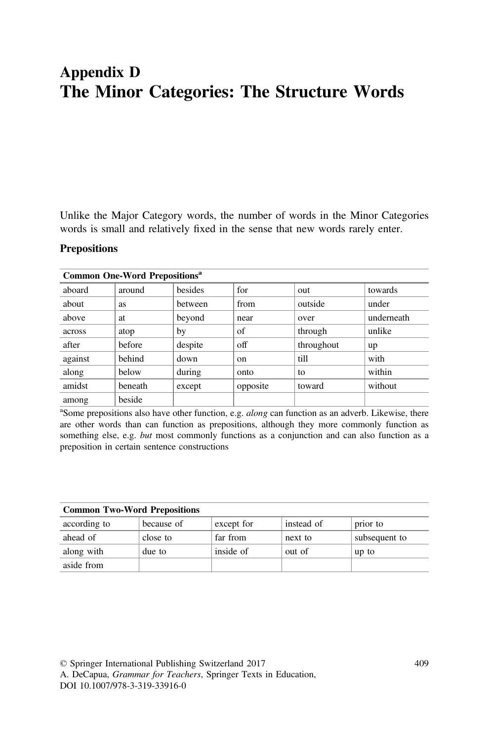# Appendix D
# The Minor Categories: The Structure Words

Unlike the Major Category words, the number of words in the Minor Categories words is small and relatively fixed in the sense that new words rarely enter.

### Prepositions

| Common One-Word Prepositions[a] | | | | | |
|---|---|---|---|---|---|
| aboard | around | besides | for | out | towards |
| about | as | between | from | outside | under |
| above | at | beyond | near | over | underneath |
| across | atop | by | of | through | unlike |
| after | before | despite | off | throughout | up |
| against | behind | down | on | till | with |
| along | below | during | onto | to | within |
| amidst | beneath | except | opposite | toward | without |
| among | beside | | | | |

[a]Some prepositions also have other function, e.g. *along* can function as an adverb. Likewise, there are other words than can function as prepositions, although they more commonly function as something else, e.g. *but* most commonly functions as a conjunction and can also function as a preposition in certain sentence constructions

| Common Two-Word Prepositions | | | | |
|---|---|---|---|---|
| according to | because of | except for | instead of | prior to |
| ahead of | close to | far from | next to | subsequent to |
| along with | due to | inside of | out of | up to |
| aside from | | | | |

© Springer International Publishing Switzerland 2017
A. DeCapua, *Grammar for Teachers*, Springer Texts in Education,
DOI 10.1007/978-3-319-33916-0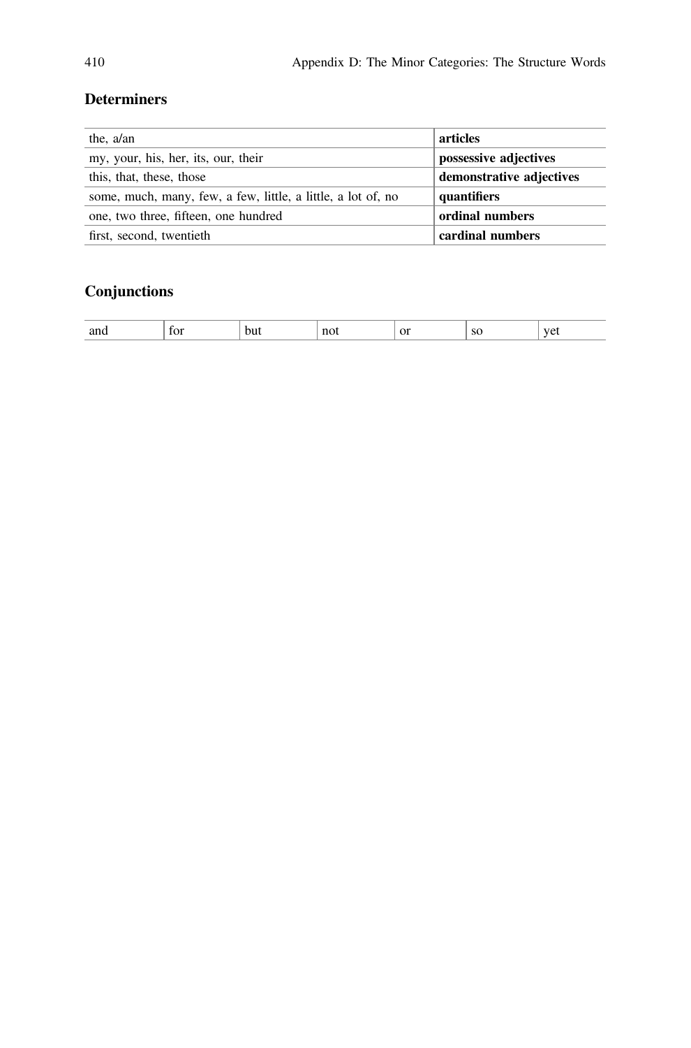## Determiners

| | |
|---|---|
| the, a/an | **articles** |
| my, your, his, her, its, our, their | **possessive adjectives** |
| this, that, these, those | **demonstrative adjectives** |
| some, much, many, few, a few, little, a little, a lot of, no | **quantifiers** |
| one, two three, fifteen, one hundred | **ordinal numbers** |
| first, second, twentieth | **cardinal numbers** |

## Conjunctions

| | | | | | | |
|---|---|---|---|---|---|---|
| and | for | but | not | or | so | yet |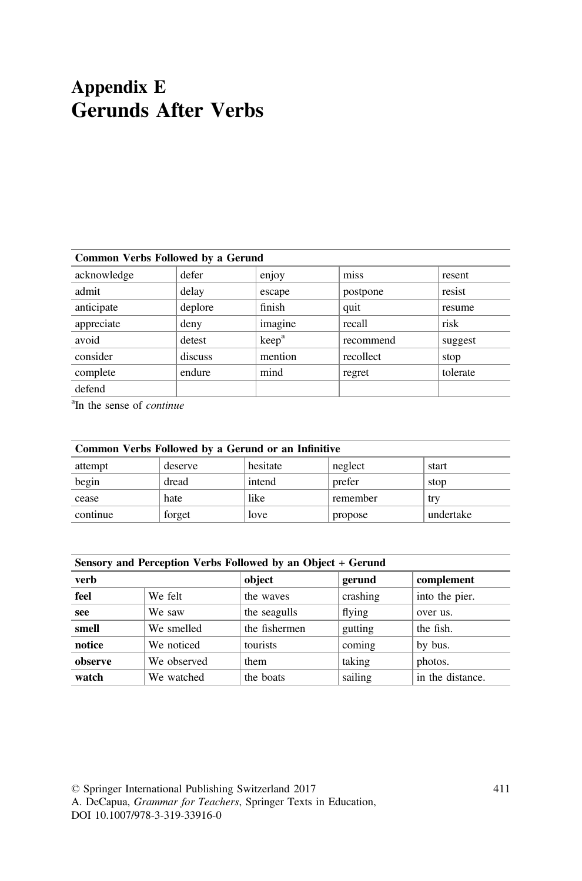# Appendix E
# Gerunds After Verbs

| Common Verbs Followed by a Gerund | | | | |
|---|---|---|---|---|
| acknowledge | defer | enjoy | miss | resent |
| admit | delay | escape | postpone | resist |
| anticipate | deplore | finish | quit | resume |
| appreciate | deny | imagine | recall | risk |
| avoid | detest | keep[a] | recommend | suggest |
| consider | discuss | mention | recollect | stop |
| complete | endure | mind | regret | tolerate |
| defend | | | | |

[a]In the sense of *continue*

| Common Verbs Followed by a Gerund or an Infinitive | | | | |
|---|---|---|---|---|
| attempt | deserve | hesitate | neglect | start |
| begin | dread | intend | prefer | stop |
| cease | hate | like | remember | try |
| continue | forget | love | propose | undertake |

| Sensory and Perception Verbs Followed by an Object + Gerund | | | | |
|---|---|---|---|---|
| **verb** | | **object** | **gerund** | **complement** |
| **feel** | We felt | the waves | crashing | into the pier. |
| **see** | We saw | the seagulls | flying | over us. |
| **smell** | We smelled | the fishermen | gutting | the fish. |
| **notice** | We noticed | tourists | coming | by bus. |
| **observe** | We observed | them | taking | photos. |
| **watch** | We watched | the boats | sailing | in the distance. |

© Springer International Publishing Switzerland 2017
A. DeCapua, *Grammar for Teachers*, Springer Texts in Education,
DOI 10.1007/978-3-319-33916-0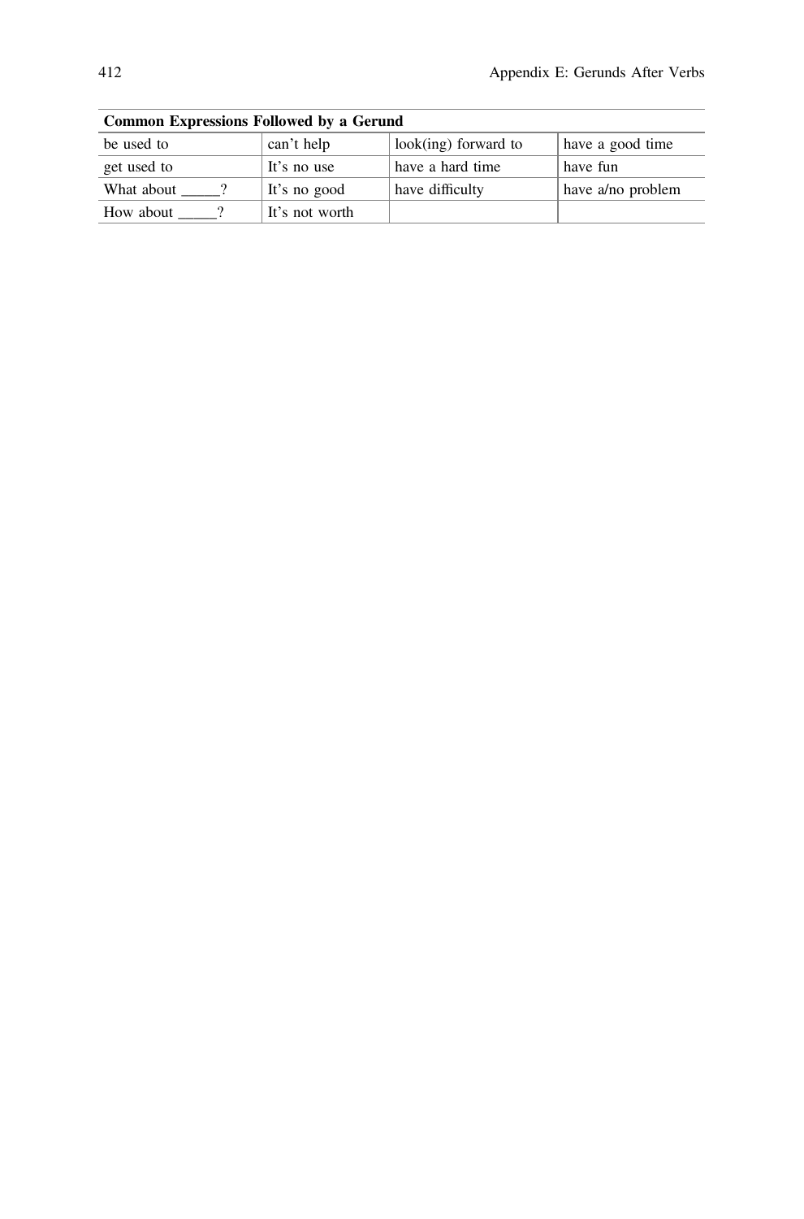| Common Expressions Followed by a Gerund | | | |
|---|---|---|---|
| be used to | can't help | look(ing) forward to | have a good time |
| get used to | It's no use | have a hard time | have fun |
| What about _____? | It's no good | have difficulty | have a/no problem |
| How about _____? | It's not worth | | |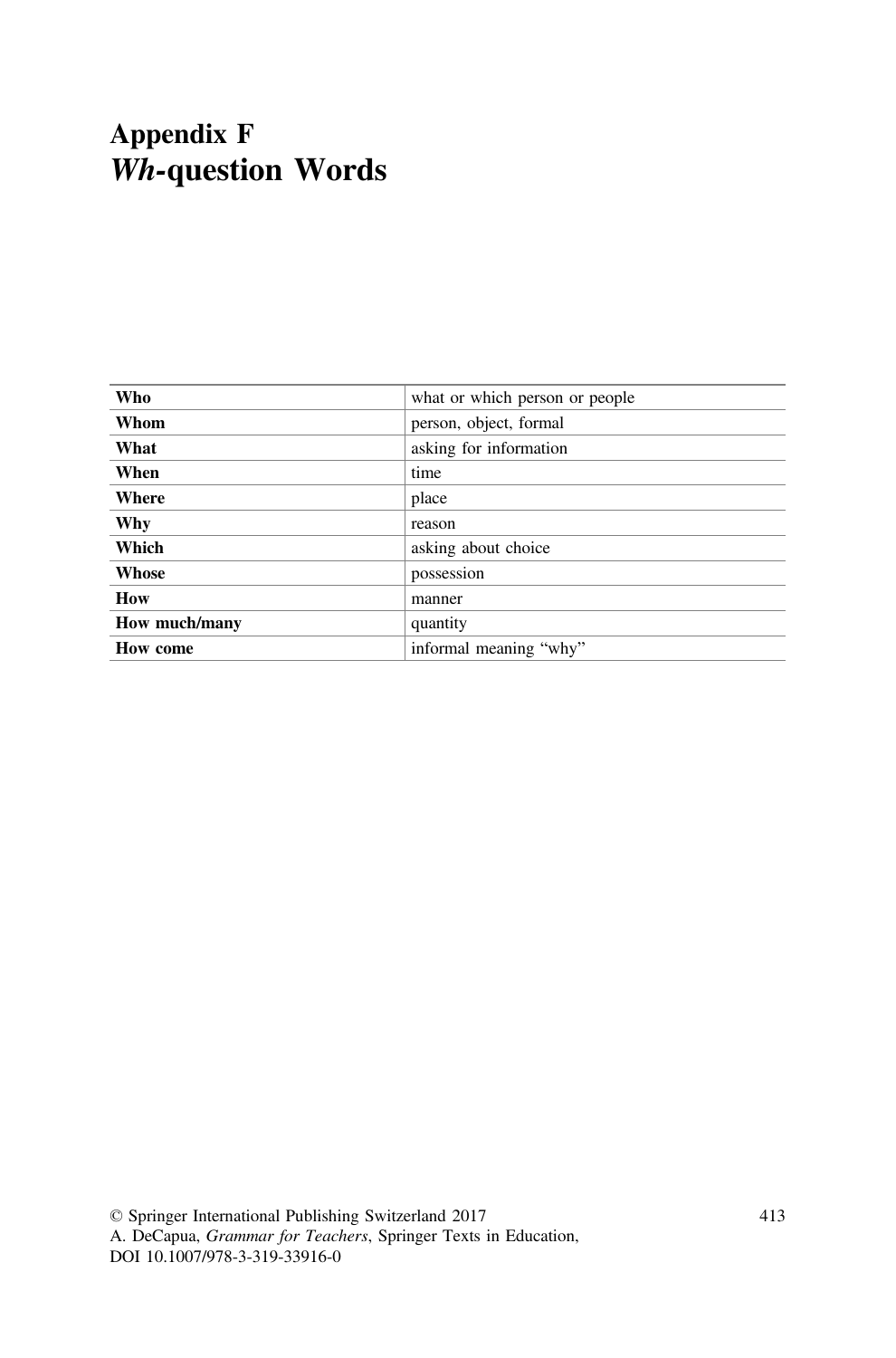# Appendix F
# *Wh*-question Words

| | |
|---|---|
| **Who** | what or which person or people |
| **Whom** | person, object, formal |
| **What** | asking for information |
| **When** | time |
| **Where** | place |
| **Why** | reason |
| **Which** | asking about choice |
| **Whose** | possession |
| **How** | manner |
| **How much/many** | quantity |
| **How come** | informal meaning "why" |

© Springer International Publishing Switzerland 2017
A. DeCapua, *Grammar for Teachers*, Springer Texts in Education,
DOI 10.1007/978-3-319-33916-0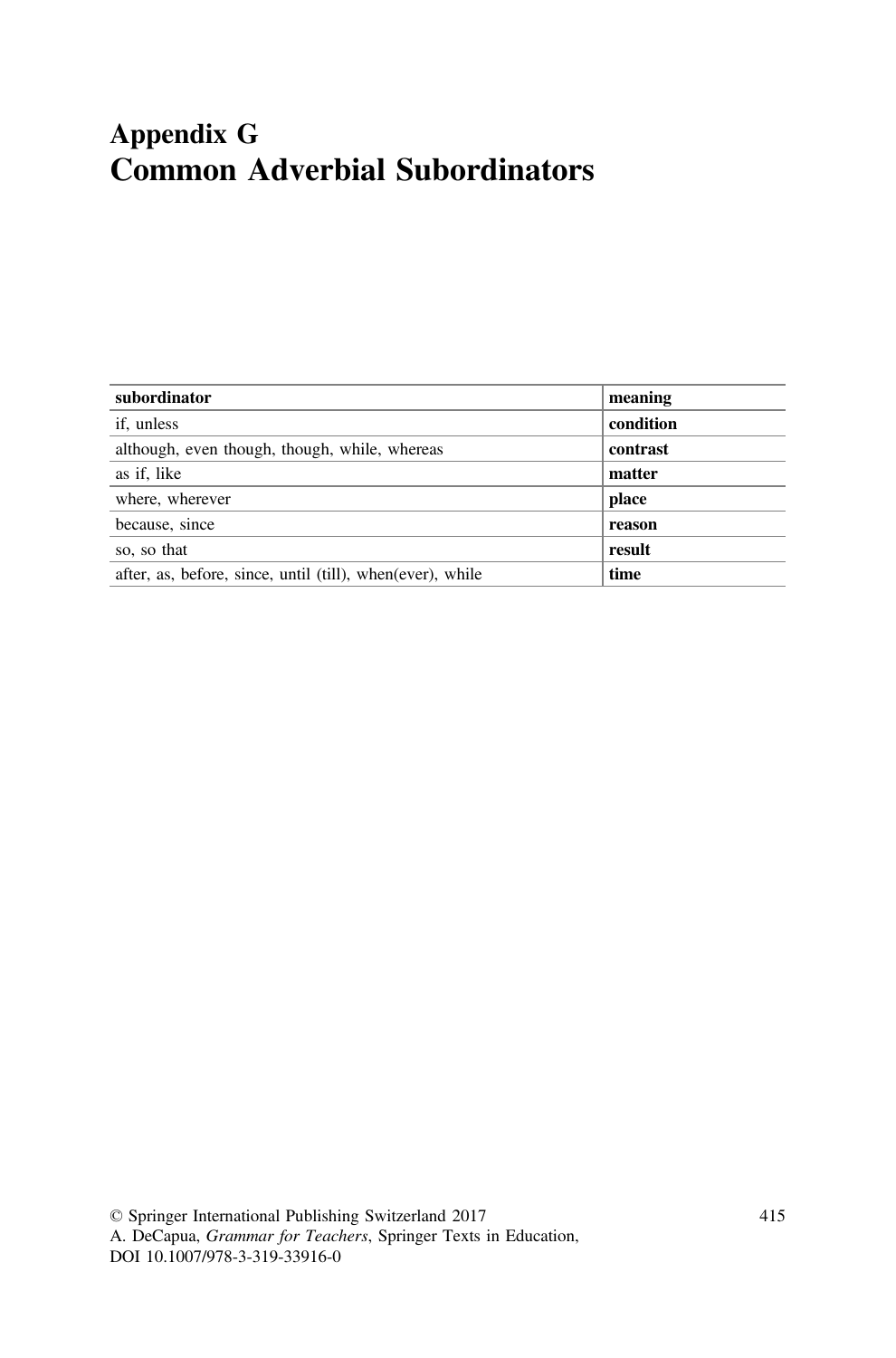# Appendix G
# Common Adverbial Subordinators

| **subordinator** | **meaning** |
|---|---|
| if, unless | **condition** |
| although, even though, though, while, whereas | **contrast** |
| as if, like | **matter** |
| where, wherever | **place** |
| because, since | **reason** |
| so, so that | **result** |
| after, as, before, since, until (till), when(ever), while | **time** |

© Springer International Publishing Switzerland 2017
A. DeCapua, *Grammar for Teachers*, Springer Texts in Education,
DOI 10.1007/978-3-319-33916-0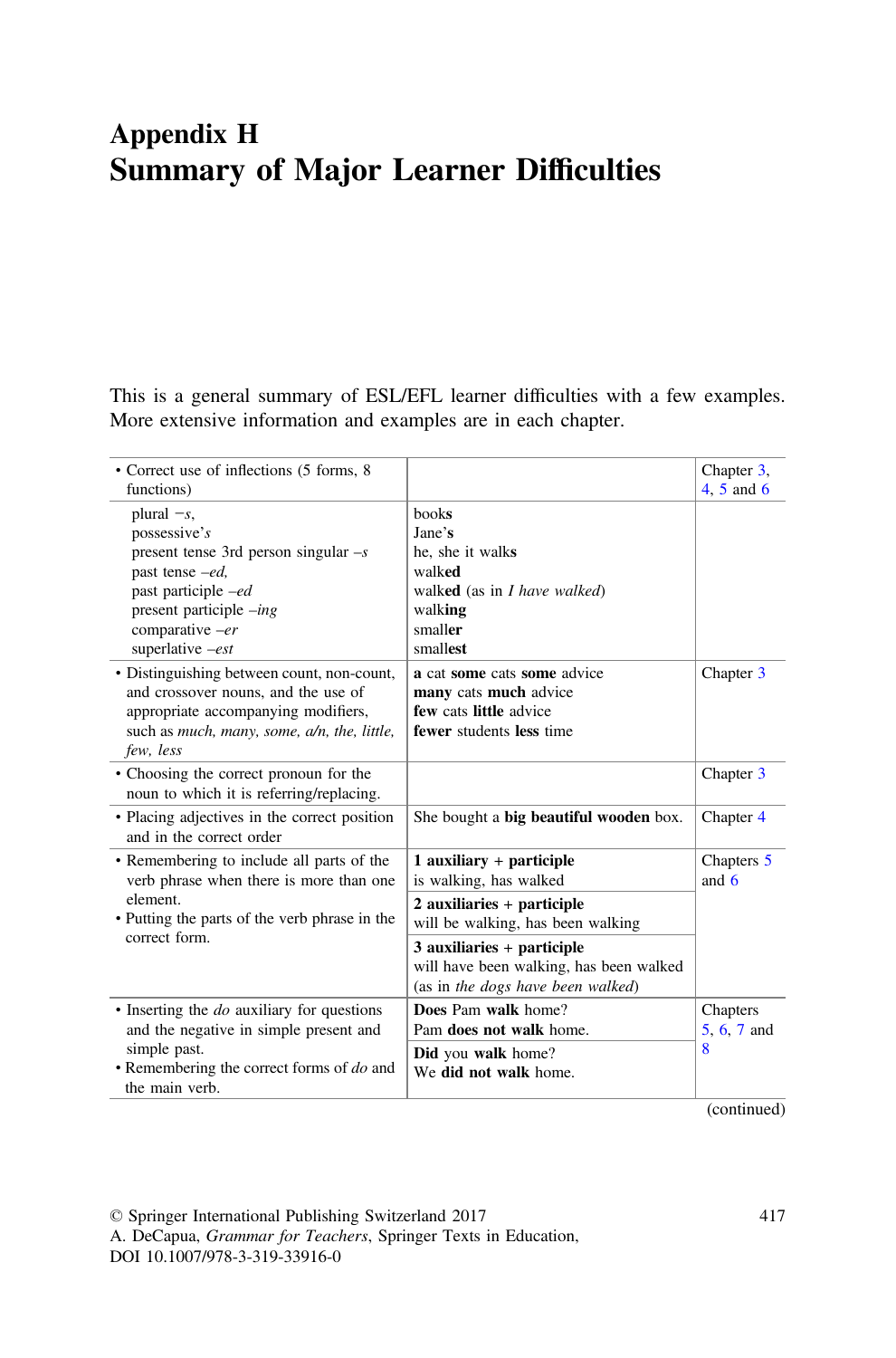# Appendix H
# Summary of Major Learner Difficulties

This is a general summary of ESL/EFL learner difficulties with a few examples. More extensive information and examples are in each chapter.

| | | |
|---|---|---|
| • Correct use of inflections (5 forms, 8 functions) | | Chapter 3, 4, 5 and 6 |
| plural –*s*,<br>possessive'*s*<br>present tense 3rd person singular –*s*<br>past tense –*ed*,<br>past participle –*ed*<br>present participle –*ing*<br>comparative –*er*<br>superlative –*est* | book**s**<br>Jane'**s**<br>he, she it walk**s**<br>walk**ed**<br>walk**ed** (as in *I have walked*)<br>walk**ing**<br>small**er**<br>small**est** | |
| • Distinguishing between count, non-count, and crossover nouns, and the use of appropriate accompanying modifiers, such as *much, many, some, a/n, the, little, few, less* | **a** cat **some** cats **some** advice<br>**many** cats **much** advice<br>**few** cats **little** advice<br>**fewer** students **less** time | Chapter 3 |
| • Choosing the correct pronoun for the noun to which it is referring/replacing. | | Chapter 3 |
| • Placing adjectives in the correct position and in the correct order | She bought a **big beautiful wooden** box. | Chapter 4 |
| • Remembering to include all parts of the verb phrase when there is more than one element.<br>• Putting the parts of the verb phrase in the correct form. | **1 auxiliary + participle**<br>is walking, has walked | Chapters 5 and 6 |
| | **2 auxiliaries + participle**<br>will be walking, has been walking | |
| | **3 auxiliaries + participle**<br>will have been walking, has been walked (as in *the dogs have been walked*) | |
| • Inserting the *do* auxiliary for questions and the negative in simple present and simple past.<br>• Remembering the correct forms of *do* and the main verb. | **Does** Pam **walk** home?<br>Pam **does not walk** home. | Chapters 5, 6, 7 and 8 |
| | **Did** you **walk** home?<br>We **did not walk** home. | |

(continued)

© Springer International Publishing Switzerland 2017
A. DeCapua, *Grammar for Teachers*, Springer Texts in Education,
DOI 10.1007/978-3-319-33916-0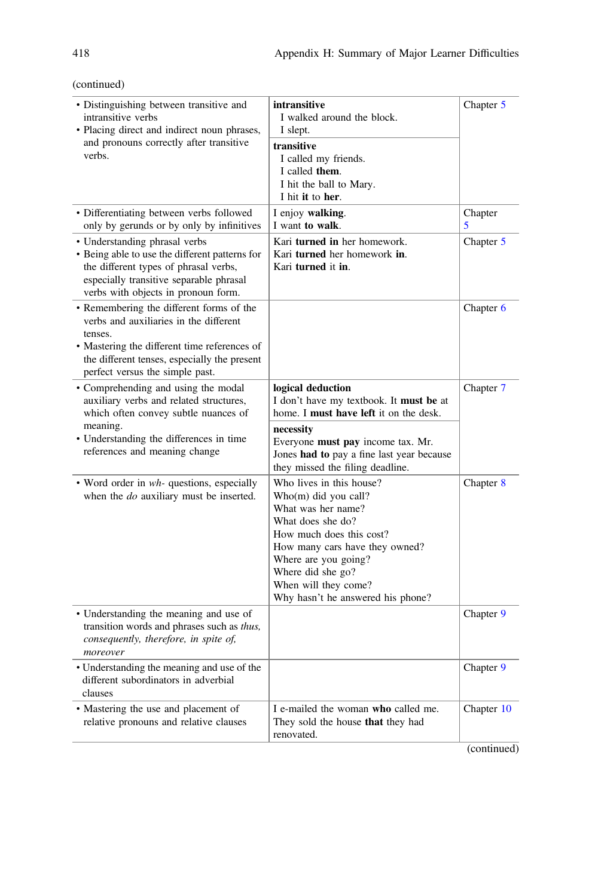(continued)

| | | |
|---|---|---|
| • Distinguishing between transitive and intransitive verbs<br>• Placing direct and indirect noun phrases, and pronouns correctly after transitive verbs. | **intransitive**<br>I walked around the block.<br>I slept.<br>**transitive**<br>I called my friends.<br>I called **them**.<br>I hit the ball to Mary.<br>I hit **it** to **her**. | Chapter 5 |
| • Differentiating between verbs followed only by gerunds or by only by infinitives | I enjoy **walking**.<br>I want **to walk**. | Chapter 5 |
| • Understanding phrasal verbs<br>• Being able to use the different patterns for the different types of phrasal verbs, especially transitive separable phrasal verbs with objects in pronoun form. | Kari **turned in** her homework.<br>Kari **turned** her homework **in**.<br>Kari **turned** it **in**. | Chapter 5 |
| • Remembering the different forms of the verbs and auxiliaries in the different tenses.<br>• Mastering the different time references of the different tenses, especially the present perfect versus the simple past. | | Chapter 6 |
| • Comprehending and using the modal auxiliary verbs and related structures, which often convey subtle nuances of meaning.<br>• Understanding the differences in time references and meaning change | **logical deduction**<br>I don't have my textbook. It **must be** at home. I **must have left** it on the desk.<br>**necessity**<br>Everyone **must pay** income tax. Mr. Jones **had to** pay a fine last year because they missed the filing deadline. | Chapter 7 |
| • Word order in *wh-* questions, especially when the *do* auxiliary must be inserted. | Who lives in this house?<br>Who(m) did you call?<br>What was her name?<br>What does she do?<br>How much does this cost?<br>How many cars have they owned?<br>Where are you going?<br>Where did she go?<br>When will they come?<br>Why hasn't he answered his phone? | Chapter 8 |
| • Understanding the meaning and use of transition words and phrases such as *thus, consequently, therefore, in spite of, moreover* | | Chapter 9 |
| • Understanding the meaning and use of the different subordinators in adverbial clauses | | Chapter 9 |
| • Mastering the use and placement of relative pronouns and relative clauses | I e-mailed the woman **who** called me.<br>They sold the house **that** they had renovated. | Chapter 10 |

(continued)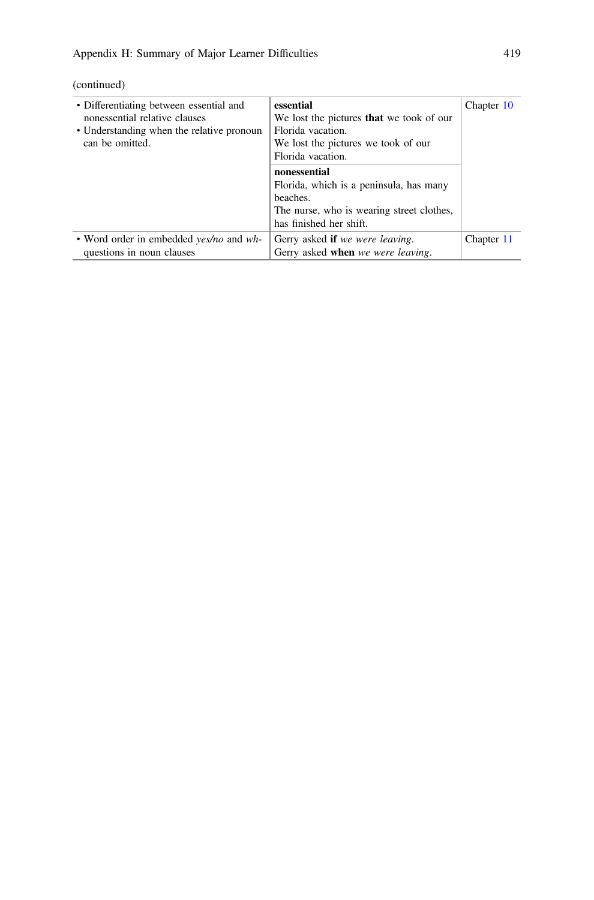(continued)

| | | |
|---|---|---|
| • Differentiating between essential and nonessential relative clauses<br>• Understanding when the relative pronoun can be omitted. | **essential**<br>We lost the pictures **that** we took of our Florida vacation.<br>We lost the pictures we took of our Florida vacation. | Chapter 10 |
| | **nonessential**<br>Florida, which is a peninsula, has many beaches.<br>The nurse, who is wearing street clothes, has finished her shift. | |
| • Word order in embedded *yes/no* and *wh*-questions in noun clauses | Gerry asked **if** *we were leaving*.<br>Gerry asked **when** *we were leaving*. | Chapter 11 |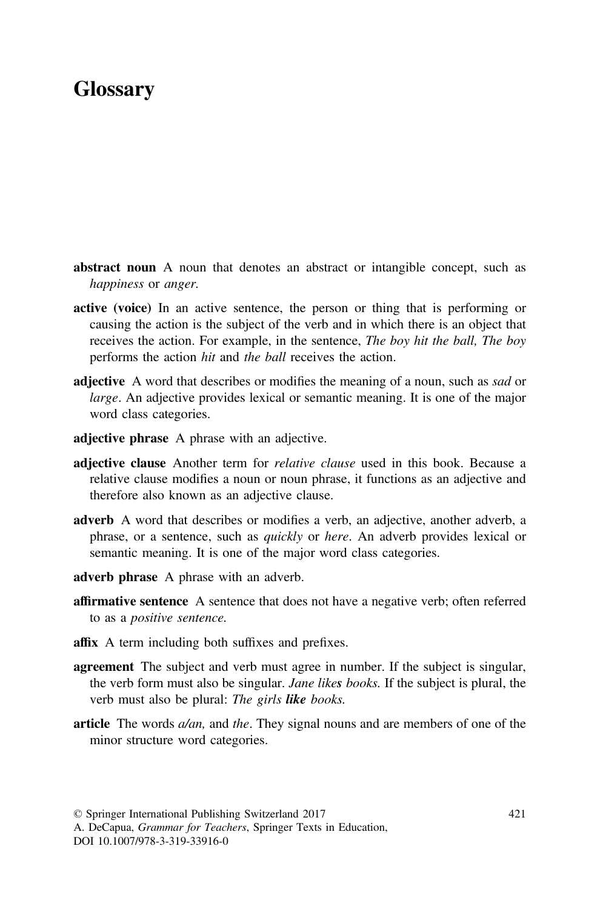# Glossary

**abstract noun** A noun that denotes an abstract or intangible concept, such as *happiness* or *anger*.

**active (voice)** In an active sentence, the person or thing that is performing or causing the action is the subject of the verb and in which there is an object that receives the action. For example, in the sentence, *The boy hit the ball, The boy* performs the action *hit* and *the ball* receives the action.

**adjective** A word that describes or modifies the meaning of a noun, such as *sad* or *large*. An adjective provides lexical or semantic meaning. It is one of the major word class categories.

**adjective phrase** A phrase with an adjective.

**adjective clause** Another term for *relative clause* used in this book. Because a relative clause modifies a noun or noun phrase, it functions as an adjective and therefore also known as an adjective clause.

**adverb** A word that describes or modifies a verb, an adjective, another adverb, a phrase, or a sentence, such as *quickly* or *here*. An adverb provides lexical or semantic meaning. It is one of the major word class categories.

**adverb phrase** A phrase with an adverb.

**affirmative sentence** A sentence that does not have a negative verb; often referred to as a *positive sentence*.

**affix** A term including both suffixes and prefixes.

**agreement** The subject and verb must agree in number. If the subject is singular, the verb form must also be singular. *Jane like**s** books.* If the subject is plural, the verb must also be plural: *The girls **like** books.*

**article** The words *a/an,* and *the*. They signal nouns and are members of one of the minor structure word categories.

© Springer International Publishing Switzerland 2017
A. DeCapua, *Grammar for Teachers*, Springer Texts in Education,
DOI 10.1007/978-3-319-33916-0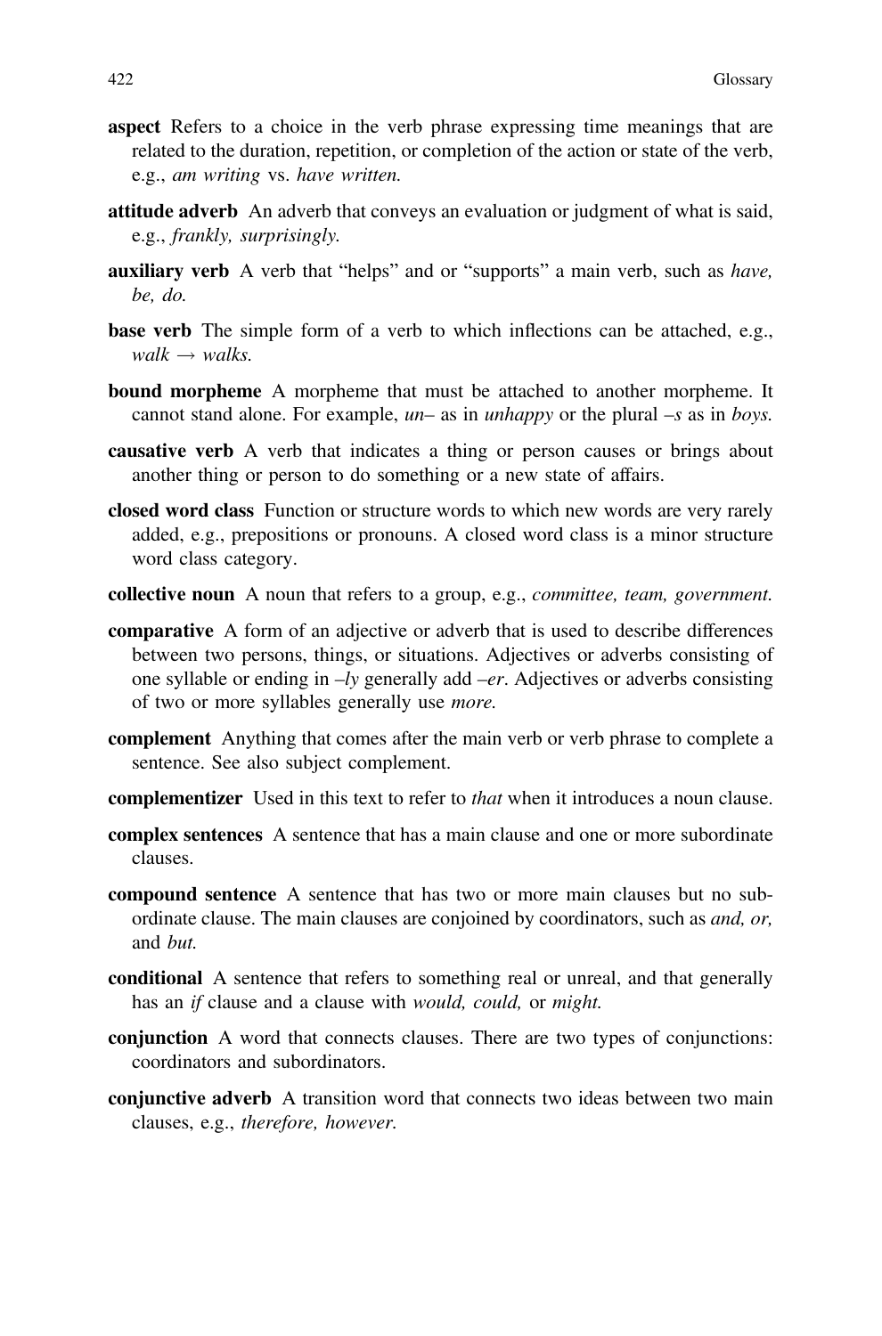**aspect** Refers to a choice in the verb phrase expressing time meanings that are related to the duration, repetition, or completion of the action or state of the verb, e.g., *am writing* vs. *have written.*

**attitude adverb** An adverb that conveys an evaluation or judgment of what is said, e.g., *frankly, surprisingly.*

**auxiliary verb** A verb that "helps" and or "supports" a main verb, such as *have, be, do.*

**base verb** The simple form of a verb to which inflections can be attached, e.g., *walk* → *walks.*

**bound morpheme** A morpheme that must be attached to another morpheme. It cannot stand alone. For example, *un–* as in *unhappy* or the plural *–s* as in *boys.*

**causative verb** A verb that indicates a thing or person causes or brings about another thing or person to do something or a new state of affairs.

**closed word class** Function or structure words to which new words are very rarely added, e.g., prepositions or pronouns. A closed word class is a minor structure word class category.

**collective noun** A noun that refers to a group, e.g., *committee, team, government.*

**comparative** A form of an adjective or adverb that is used to describe differences between two persons, things, or situations. Adjectives or adverbs consisting of one syllable or ending in *–ly* generally add *–er*. Adjectives or adverbs consisting of two or more syllables generally use *more.*

**complement** Anything that comes after the main verb or verb phrase to complete a sentence. See also subject complement.

**complementizer** Used in this text to refer to *that* when it introduces a noun clause.

**complex sentences** A sentence that has a main clause and one or more subordinate clauses.

**compound sentence** A sentence that has two or more main clauses but no subordinate clause. The main clauses are conjoined by coordinators, such as *and, or,* and *but.*

**conditional** A sentence that refers to something real or unreal, and that generally has an *if* clause and a clause with *would, could,* or *might.*

**conjunction** A word that connects clauses. There are two types of conjunctions: coordinators and subordinators.

**conjunctive adverb** A transition word that connects two ideas between two main clauses, e.g., *therefore, however.*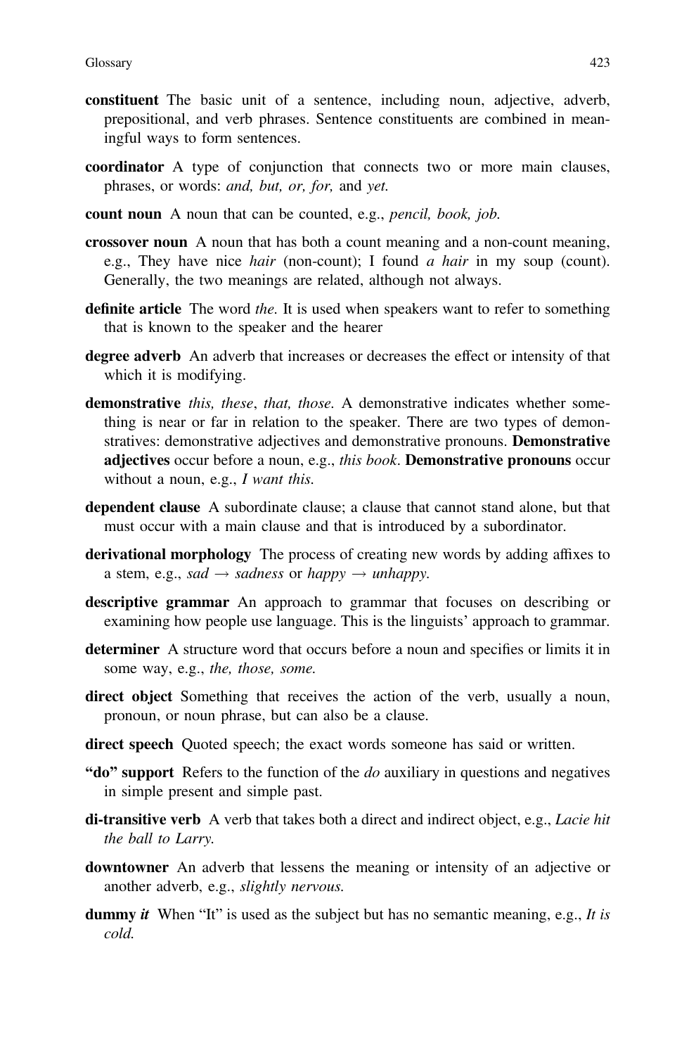**constituent** The basic unit of a sentence, including noun, adjective, adverb, prepositional, and verb phrases. Sentence constituents are combined in meaningful ways to form sentences.

**coordinator** A type of conjunction that connects two or more main clauses, phrases, or words: *and, but, or, for,* and *yet.*

**count noun** A noun that can be counted, e.g., *pencil, book, job.*

**crossover noun** A noun that has both a count meaning and a non-count meaning, e.g., They have nice *hair* (non-count); I found *a hair* in my soup (count). Generally, the two meanings are related, although not always.

**definite article** The word *the.* It is used when speakers want to refer to something that is known to the speaker and the hearer

**degree adverb** An adverb that increases or decreases the effect or intensity of that which it is modifying.

**demonstrative** *this, these*, *that, those.* A demonstrative indicates whether something is near or far in relation to the speaker. There are two types of demonstratives: demonstrative adjectives and demonstrative pronouns. **Demonstrative adjectives** occur before a noun, e.g., *this book*. **Demonstrative pronouns** occur without a noun, e.g., *I want this.*

**dependent clause** A subordinate clause; a clause that cannot stand alone, but that must occur with a main clause and that is introduced by a subordinator.

**derivational morphology** The process of creating new words by adding affixes to a stem, e.g., *sad* → *sadness* or *happy* → *unhappy.*

**descriptive grammar** An approach to grammar that focuses on describing or examining how people use language. This is the linguists' approach to grammar.

**determiner** A structure word that occurs before a noun and specifies or limits it in some way, e.g., *the, those, some.*

**direct object** Something that receives the action of the verb, usually a noun, pronoun, or noun phrase, but can also be a clause.

**direct speech** Quoted speech; the exact words someone has said or written.

**"do" support** Refers to the function of the *do* auxiliary in questions and negatives in simple present and simple past.

**di-transitive verb** A verb that takes both a direct and indirect object, e.g., *Lacie hit the ball to Larry.*

**downtowner** An adverb that lessens the meaning or intensity of an adjective or another adverb, e.g., *slightly nervous.*

**dummy *it*** When "It" is used as the subject but has no semantic meaning, e.g., *It is cold.*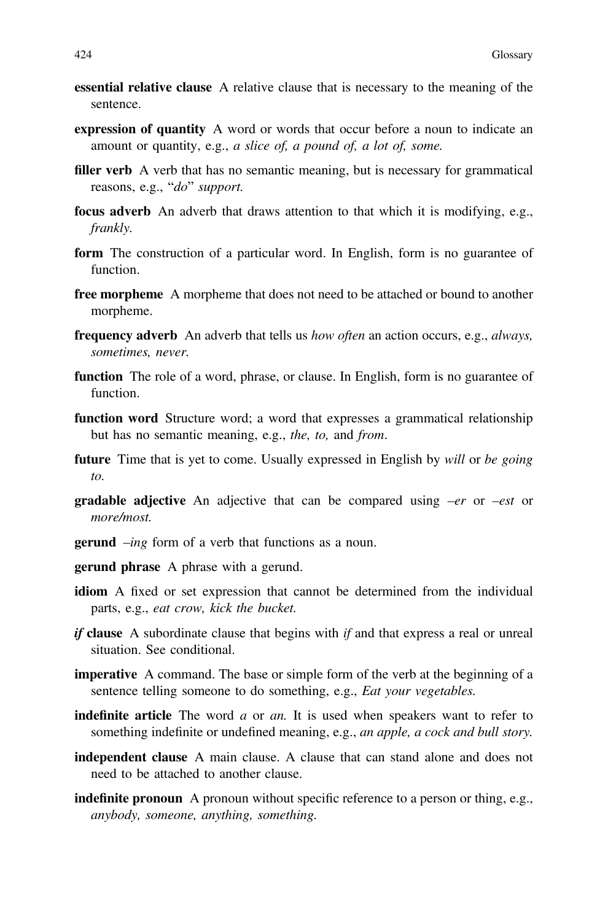**essential relative clause** A relative clause that is necessary to the meaning of the sentence.

**expression of quantity** A word or words that occur before a noun to indicate an amount or quantity, e.g., *a slice of, a pound of, a lot of, some.*

**filler verb** A verb that has no semantic meaning, but is necessary for grammatical reasons, e.g., "*do*" *support.*

**focus adverb** An adverb that draws attention to that which it is modifying, e.g., *frankly.*

**form** The construction of a particular word. In English, form is no guarantee of function.

**free morpheme** A morpheme that does not need to be attached or bound to another morpheme.

**frequency adverb** An adverb that tells us *how often* an action occurs, e.g., *always, sometimes, never.*

**function** The role of a word, phrase, or clause. In English, form is no guarantee of function.

**function word** Structure word; a word that expresses a grammatical relationship but has no semantic meaning, e.g., *the, to,* and *from*.

**future** Time that is yet to come. Usually expressed in English by *will* or *be going to.*

**gradable adjective** An adjective that can be compared using *–er* or *–est* or *more/most.*

**gerund** *–ing* form of a verb that functions as a noun.

**gerund phrase** A phrase with a gerund.

**idiom** A fixed or set expression that cannot be determined from the individual parts, e.g., *eat crow, kick the bucket.*

***if*** **clause** A subordinate clause that begins with *if* and that express a real or unreal situation. See conditional.

**imperative** A command. The base or simple form of the verb at the beginning of a sentence telling someone to do something, e.g., *Eat your vegetables.*

**indefinite article** The word *a* or *an.* It is used when speakers want to refer to something indefinite or undefined meaning, e.g., *an apple, a cock and bull story.*

**independent clause** A main clause. A clause that can stand alone and does not need to be attached to another clause.

**indefinite pronoun** A pronoun without specific reference to a person or thing, e.g., *anybody, someone, anything, something.*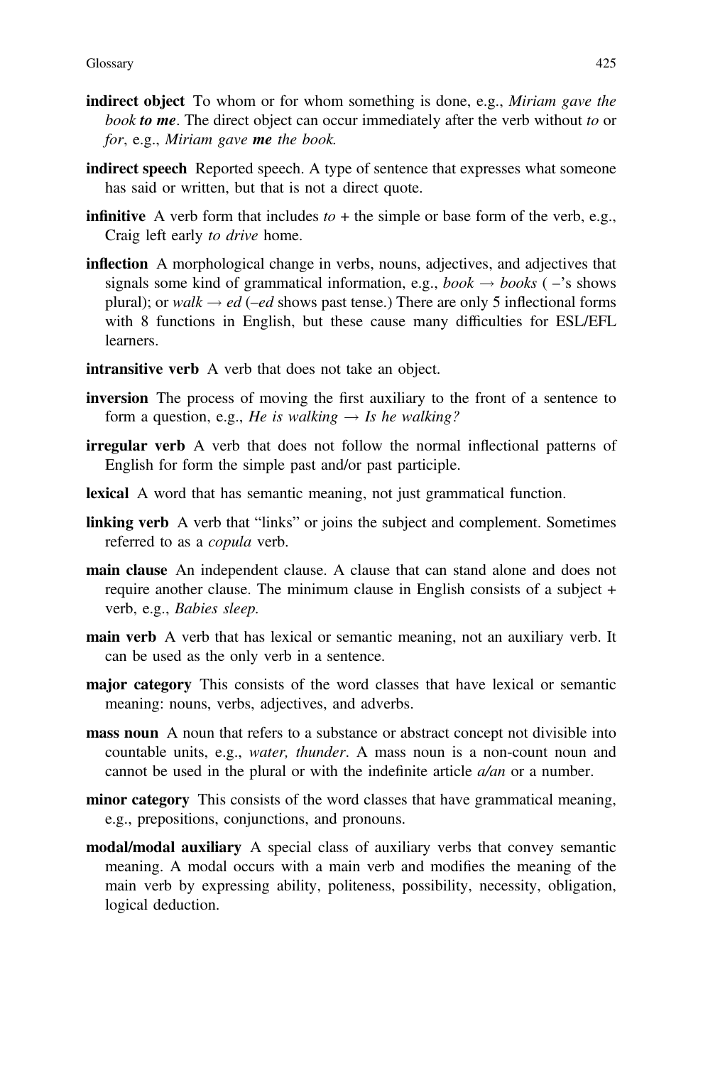**indirect object** To whom or for whom something is done, e.g., *Miriam gave the book* ***to me***. The direct object can occur immediately after the verb without *to* or *for*, e.g., *Miriam gave* ***me*** *the book.*

**indirect speech** Reported speech. A type of sentence that expresses what someone has said or written, but that is not a direct quote.

**infinitive** A verb form that includes *to* + the simple or base form of the verb, e.g., Craig left early *to drive* home.

**inflection** A morphological change in verbs, nouns, adjectives, and adjectives that signals some kind of grammatical information, e.g., *book* → *books* ( –'s shows plural); or *walk* → *ed* (*–ed* shows past tense.) There are only 5 inflectional forms with 8 functions in English, but these cause many difficulties for ESL/EFL learners.

**intransitive verb** A verb that does not take an object.

**inversion** The process of moving the first auxiliary to the front of a sentence to form a question, e.g., *He is walking* → *Is he walking?*

**irregular verb** A verb that does not follow the normal inflectional patterns of English for form the simple past and/or past participle.

**lexical** A word that has semantic meaning, not just grammatical function.

**linking verb** A verb that "links" or joins the subject and complement. Sometimes referred to as a *copula* verb.

**main clause** An independent clause. A clause that can stand alone and does not require another clause. The minimum clause in English consists of a subject + verb, e.g., *Babies sleep.*

**main verb** A verb that has lexical or semantic meaning, not an auxiliary verb. It can be used as the only verb in a sentence.

**major category** This consists of the word classes that have lexical or semantic meaning: nouns, verbs, adjectives, and adverbs.

**mass noun** A noun that refers to a substance or abstract concept not divisible into countable units, e.g., *water, thunder*. A mass noun is a non-count noun and cannot be used in the plural or with the indefinite article *a/an* or a number.

**minor category** This consists of the word classes that have grammatical meaning, e.g., prepositions, conjunctions, and pronouns.

**modal/modal auxiliary** A special class of auxiliary verbs that convey semantic meaning. A modal occurs with a main verb and modifies the meaning of the main verb by expressing ability, politeness, possibility, necessity, obligation, logical deduction.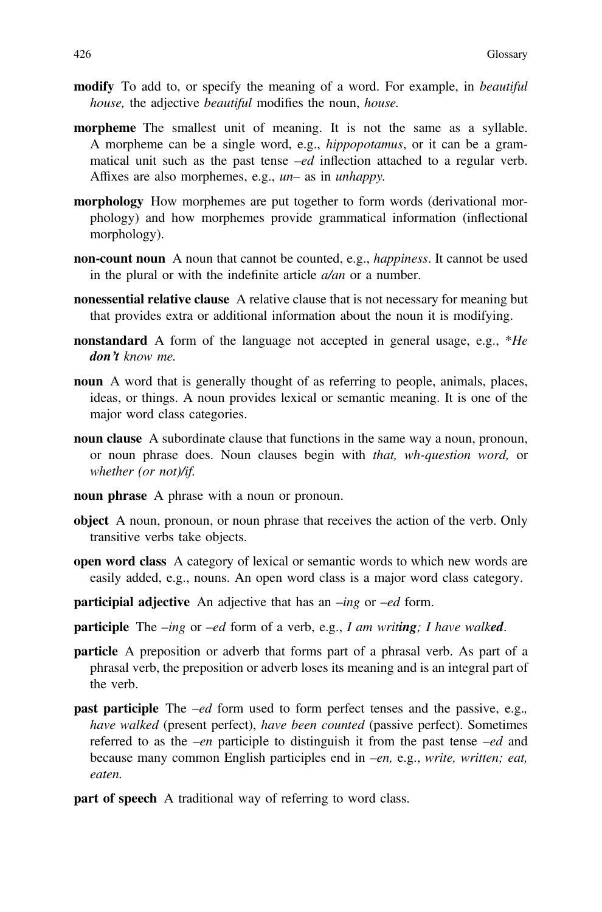**modify** To add to, or specify the meaning of a word. For example, in *beautiful house,* the adjective *beautiful* modifies the noun, *house.*

**morpheme** The smallest unit of meaning. It is not the same as a syllable. A morpheme can be a single word, e.g., *hippopotamus*, or it can be a grammatical unit such as the past tense *–ed* inflection attached to a regular verb. Affixes are also morphemes, e.g., *un–* as in *unhappy.*

**morphology** How morphemes are put together to form words (derivational morphology) and how morphemes provide grammatical information (inflectional morphology).

**non-count noun** A noun that cannot be counted, e.g., *happiness*. It cannot be used in the plural or with the indefinite article *a/an* or a number.

**nonessential relative clause** A relative clause that is not necessary for meaning but that provides extra or additional information about the noun it is modifying.

**nonstandard** A form of the language not accepted in general usage, e.g., **He* ***don't*** *know me.*

**noun** A word that is generally thought of as referring to people, animals, places, ideas, or things. A noun provides lexical or semantic meaning. It is one of the major word class categories.

**noun clause** A subordinate clause that functions in the same way a noun, pronoun, or noun phrase does. Noun clauses begin with *that, wh-question word,* or *whether (or not)/if.*

**noun phrase** A phrase with a noun or pronoun.

**object** A noun, pronoun, or noun phrase that receives the action of the verb. Only transitive verbs take objects.

**open word class** A category of lexical or semantic words to which new words are easily added, e.g., nouns. An open word class is a major word class category.

**participial adjective** An adjective that has an *–ing* or *–ed* form.

**participle** The *–ing* or *–ed* form of a verb, e.g., *I am writ**ing**; I have walk**ed**.*

**particle** A preposition or adverb that forms part of a phrasal verb. As part of a phrasal verb, the preposition or adverb loses its meaning and is an integral part of the verb.

**past participle** The *–ed* form used to form perfect tenses and the passive, e.g., *have walked* (present perfect), *have been counted* (passive perfect). Sometimes referred to as the *–en* participle to distinguish it from the past tense *–ed* and because many common English participles end in *–en,* e.g., *write, written; eat, eaten.*

**part of speech** A traditional way of referring to word class.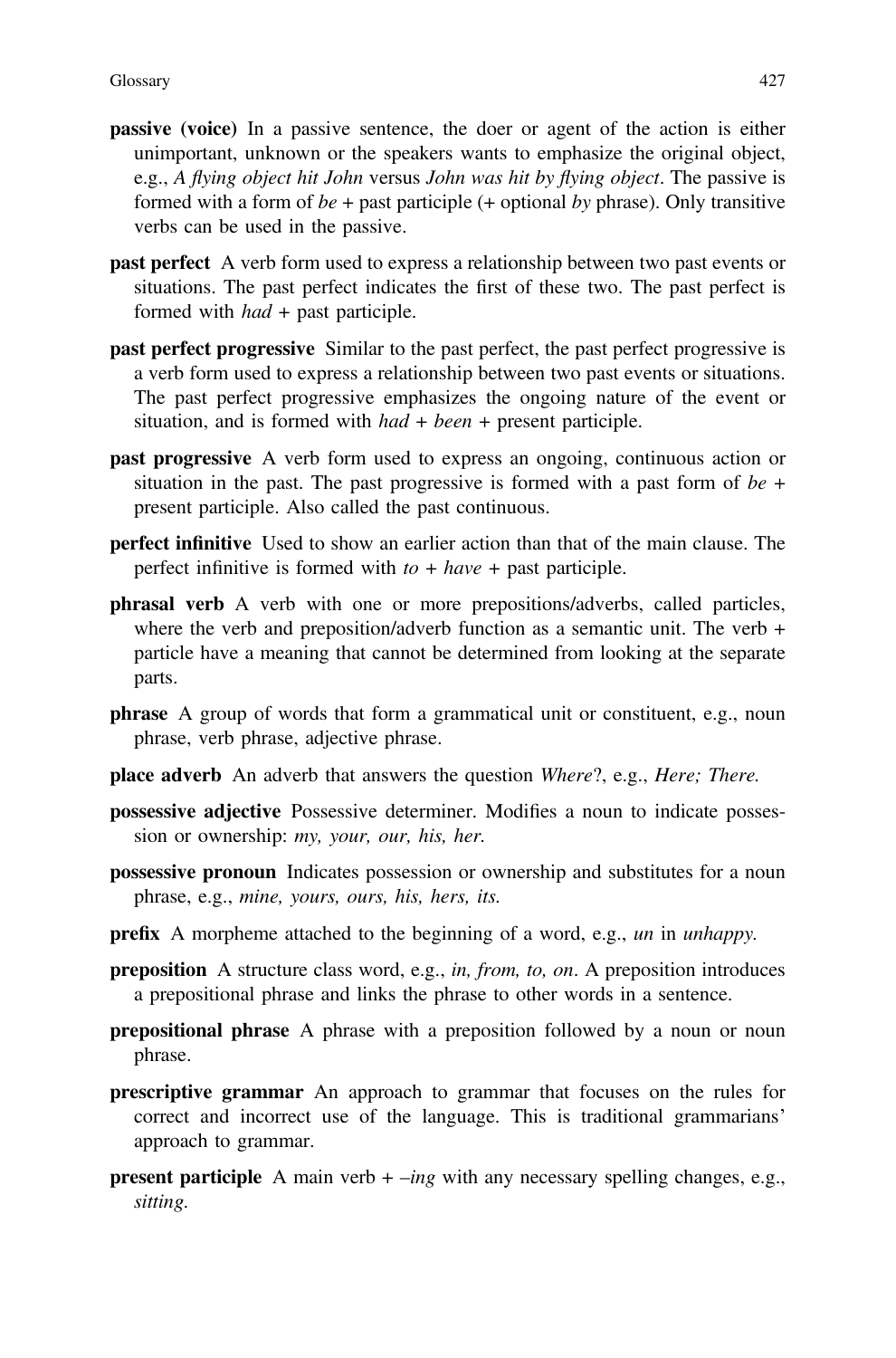**passive (voice)** In a passive sentence, the doer or agent of the action is either unimportant, unknown or the speakers wants to emphasize the original object, e.g., *A flying object hit John* versus *John was hit by flying object*. The passive is formed with a form of *be* + past participle (+ optional *by* phrase). Only transitive verbs can be used in the passive.

**past perfect** A verb form used to express a relationship between two past events or situations. The past perfect indicates the first of these two. The past perfect is formed with *had* + past participle.

**past perfect progressive** Similar to the past perfect, the past perfect progressive is a verb form used to express a relationship between two past events or situations. The past perfect progressive emphasizes the ongoing nature of the event or situation, and is formed with *had* + *been* + present participle.

**past progressive** A verb form used to express an ongoing, continuous action or situation in the past. The past progressive is formed with a past form of *be* + present participle. Also called the past continuous.

**perfect infinitive** Used to show an earlier action than that of the main clause. The perfect infinitive is formed with *to* + *have* + past participle.

**phrasal verb** A verb with one or more prepositions/adverbs, called particles, where the verb and preposition/adverb function as a semantic unit. The verb + particle have a meaning that cannot be determined from looking at the separate parts.

**phrase** A group of words that form a grammatical unit or constituent, e.g., noun phrase, verb phrase, adjective phrase.

**place adverb** An adverb that answers the question *Where*?, e.g., *Here; There.*

**possessive adjective** Possessive determiner. Modifies a noun to indicate possession or ownership: *my, your, our, his, her.*

**possessive pronoun** Indicates possession or ownership and substitutes for a noun phrase, e.g., *mine, yours, ours, his, hers, its.*

**prefix** A morpheme attached to the beginning of a word, e.g., *un* in *unhappy.*

**preposition** A structure class word, e.g., *in, from, to, on*. A preposition introduces a prepositional phrase and links the phrase to other words in a sentence.

**prepositional phrase** A phrase with a preposition followed by a noun or noun phrase.

**prescriptive grammar** An approach to grammar that focuses on the rules for correct and incorrect use of the language. This is traditional grammarians' approach to grammar.

**present participle** A main verb + *–ing* with any necessary spelling changes, e.g., *sitting.*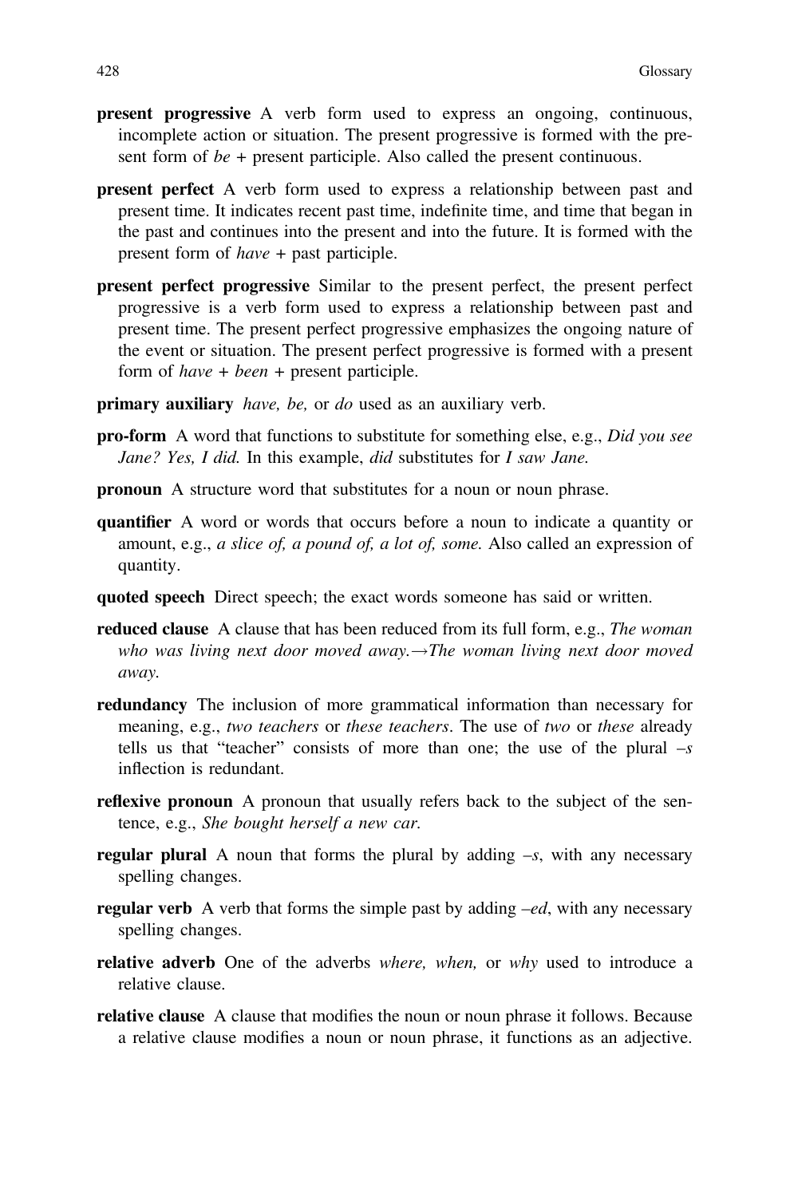**present progressive** A verb form used to express an ongoing, continuous, incomplete action or situation. The present progressive is formed with the present form of *be* + present participle. Also called the present continuous.

**present perfect** A verb form used to express a relationship between past and present time. It indicates recent past time, indefinite time, and time that began in the past and continues into the present and into the future. It is formed with the present form of *have* + past participle.

**present perfect progressive** Similar to the present perfect, the present perfect progressive is a verb form used to express a relationship between past and present time. The present perfect progressive emphasizes the ongoing nature of the event or situation. The present perfect progressive is formed with a present form of *have* + *been* + present participle.

**primary auxiliary** *have, be,* or *do* used as an auxiliary verb.

**pro-form** A word that functions to substitute for something else, e.g., *Did you see Jane? Yes, I did.* In this example, *did* substitutes for *I saw Jane.*

**pronoun** A structure word that substitutes for a noun or noun phrase.

**quantifier** A word or words that occurs before a noun to indicate a quantity or amount, e.g., *a slice of, a pound of, a lot of, some.* Also called an expression of quantity.

**quoted speech** Direct speech; the exact words someone has said or written.

**reduced clause** A clause that has been reduced from its full form, e.g., *The woman who was living next door moved away.→The woman living next door moved away.*

**redundancy** The inclusion of more grammatical information than necessary for meaning, e.g., *two teachers* or *these teachers*. The use of *two* or *these* already tells us that "teacher" consists of more than one; the use of the plural *–s* inflection is redundant.

**reflexive pronoun** A pronoun that usually refers back to the subject of the sentence, e.g., *She bought herself a new car.*

**regular plural** A noun that forms the plural by adding *–s*, with any necessary spelling changes.

**regular verb** A verb that forms the simple past by adding *–ed*, with any necessary spelling changes.

**relative adverb** One of the adverbs *where, when,* or *why* used to introduce a relative clause.

**relative clause** A clause that modifies the noun or noun phrase it follows. Because a relative clause modifies a noun or noun phrase, it functions as an adjective.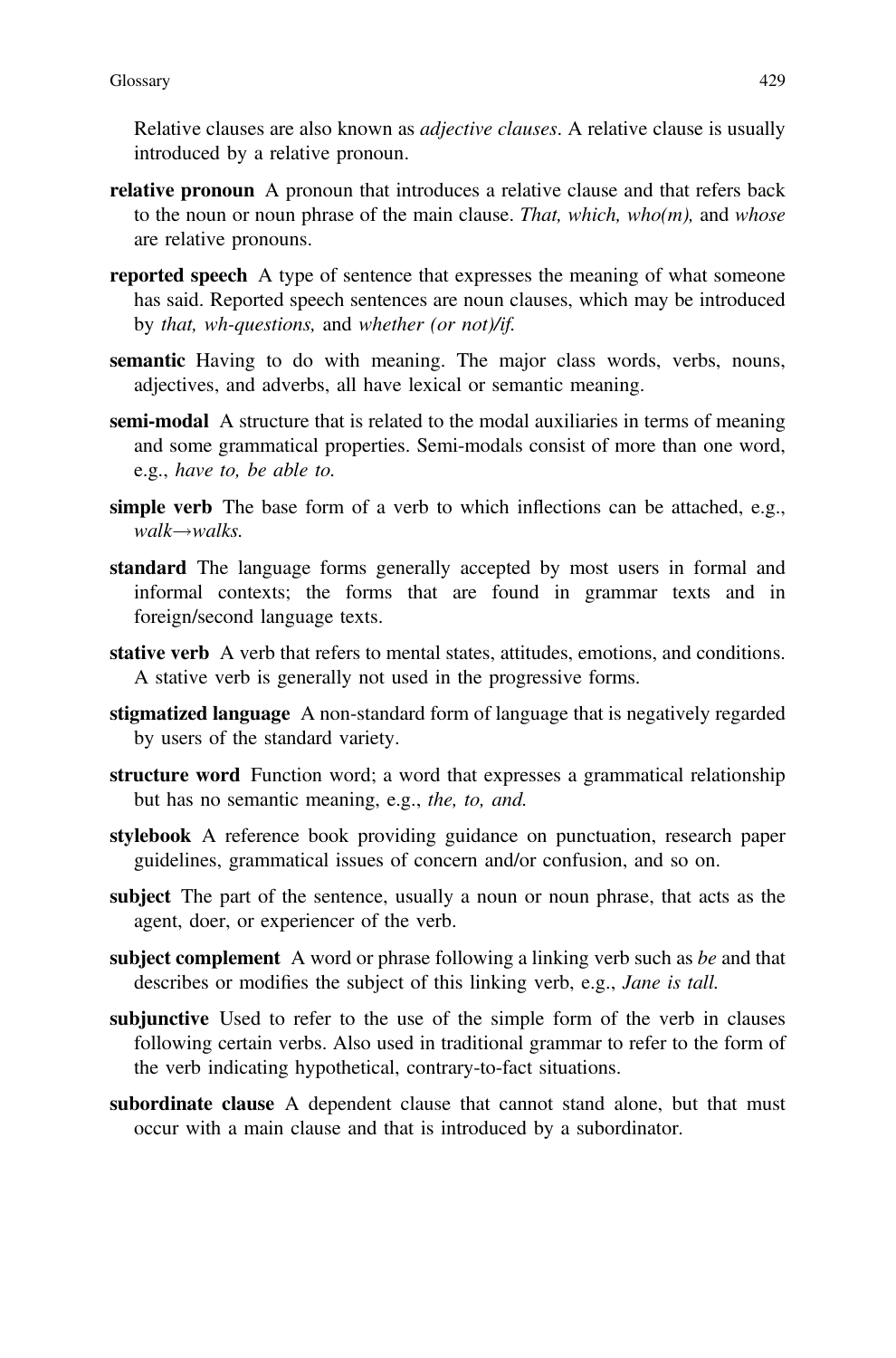Relative clauses are also known as *adjective clauses*. A relative clause is usually introduced by a relative pronoun.

**relative pronoun** A pronoun that introduces a relative clause and that refers back to the noun or noun phrase of the main clause. *That, which, who(m),* and *whose* are relative pronouns.

**reported speech** A type of sentence that expresses the meaning of what someone has said. Reported speech sentences are noun clauses, which may be introduced by *that, wh-questions,* and *whether (or not)/if.*

**semantic** Having to do with meaning. The major class words, verbs, nouns, adjectives, and adverbs, all have lexical or semantic meaning.

**semi-modal** A structure that is related to the modal auxiliaries in terms of meaning and some grammatical properties. Semi-modals consist of more than one word, e.g., *have to, be able to.*

**simple verb** The base form of a verb to which inflections can be attached, e.g., *walk→walks.*

**standard** The language forms generally accepted by most users in formal and informal contexts; the forms that are found in grammar texts and in foreign/second language texts.

**stative verb** A verb that refers to mental states, attitudes, emotions, and conditions. A stative verb is generally not used in the progressive forms.

**stigmatized language** A non-standard form of language that is negatively regarded by users of the standard variety.

**structure word** Function word; a word that expresses a grammatical relationship but has no semantic meaning, e.g., *the, to, and.*

**stylebook** A reference book providing guidance on punctuation, research paper guidelines, grammatical issues of concern and/or confusion, and so on.

**subject** The part of the sentence, usually a noun or noun phrase, that acts as the agent, doer, or experiencer of the verb.

**subject complement** A word or phrase following a linking verb such as *be* and that describes or modifies the subject of this linking verb, e.g., *Jane is tall.*

**subjunctive** Used to refer to the use of the simple form of the verb in clauses following certain verbs. Also used in traditional grammar to refer to the form of the verb indicating hypothetical, contrary-to-fact situations.

**subordinate clause** A dependent clause that cannot stand alone, but that must occur with a main clause and that is introduced by a subordinator.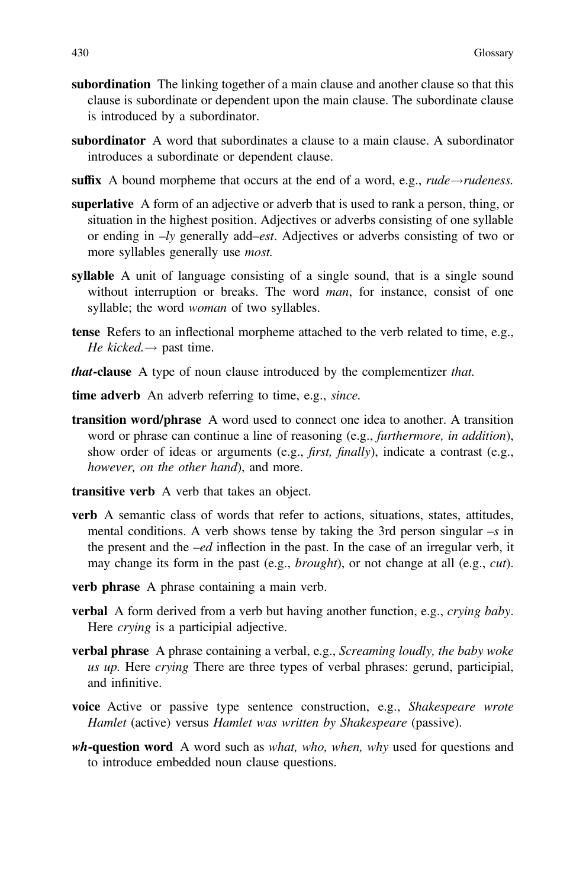**subordination** The linking together of a main clause and another clause so that this clause is subordinate or dependent upon the main clause. The subordinate clause is introduced by a subordinator.

**subordinator** A word that subordinates a clause to a main clause. A subordinator introduces a subordinate or dependent clause.

**suffix** A bound morpheme that occurs at the end of a word, e.g., *rude→rudeness.*

**superlative** A form of an adjective or adverb that is used to rank a person, thing, or situation in the highest position. Adjectives or adverbs consisting of one syllable or ending in *–ly* generally add*–est*. Adjectives or adverbs consisting of two or more syllables generally use *most.*

**syllable** A unit of language consisting of a single sound, that is a single sound without interruption or breaks. The word *man*, for instance, consist of one syllable; the word *woman* of two syllables.

**tense** Refers to an inflectional morpheme attached to the verb related to time, e.g., *He kicked.*→ past time.

***that*-clause** A type of noun clause introduced by the complementizer *that.*

**time adverb** An adverb referring to time, e.g., *since.*

**transition word/phrase** A word used to connect one idea to another. A transition word or phrase can continue a line of reasoning (e.g., *furthermore, in addition*), show order of ideas or arguments (e.g., *first, finally*), indicate a contrast (e.g., *however, on the other hand*), and more.

**transitive verb** A verb that takes an object.

**verb** A semantic class of words that refer to actions, situations, states, attitudes, mental conditions. A verb shows tense by taking the 3rd person singular *–s* in the present and the *–ed* inflection in the past. In the case of an irregular verb, it may change its form in the past (e.g., *brought*), or not change at all (e.g., *cut*).

**verb phrase** A phrase containing a main verb.

**verbal** A form derived from a verb but having another function, e.g., *crying baby*. Here *crying* is a participial adjective.

**verbal phrase** A phrase containing a verbal, e.g., *Screaming loudly, the baby woke us up.* Here *crying* There are three types of verbal phrases: gerund, participial, and infinitive.

**voice** Active or passive type sentence construction, e.g., *Shakespeare wrote Hamlet* (active) versus *Hamlet was written by Shakespeare* (passive).

***wh*-question word** A word such as *what, who, when, why* used for questions and to introduce embedded noun clause questions.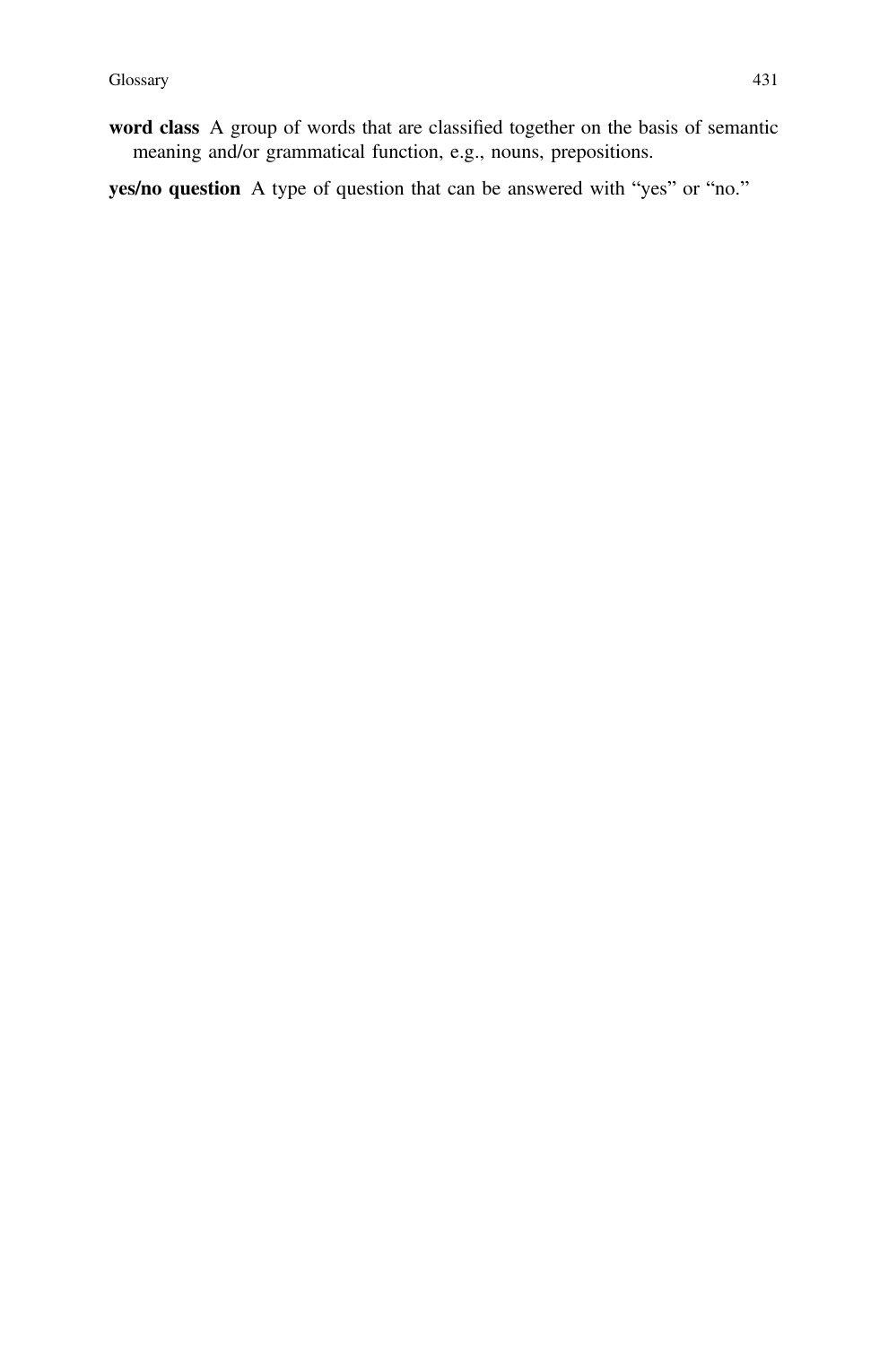**word class** A group of words that are classified together on the basis of semantic meaning and/or grammatical function, e.g., nouns, prepositions.

**yes/no question** A type of question that can be answered with "yes" or "no."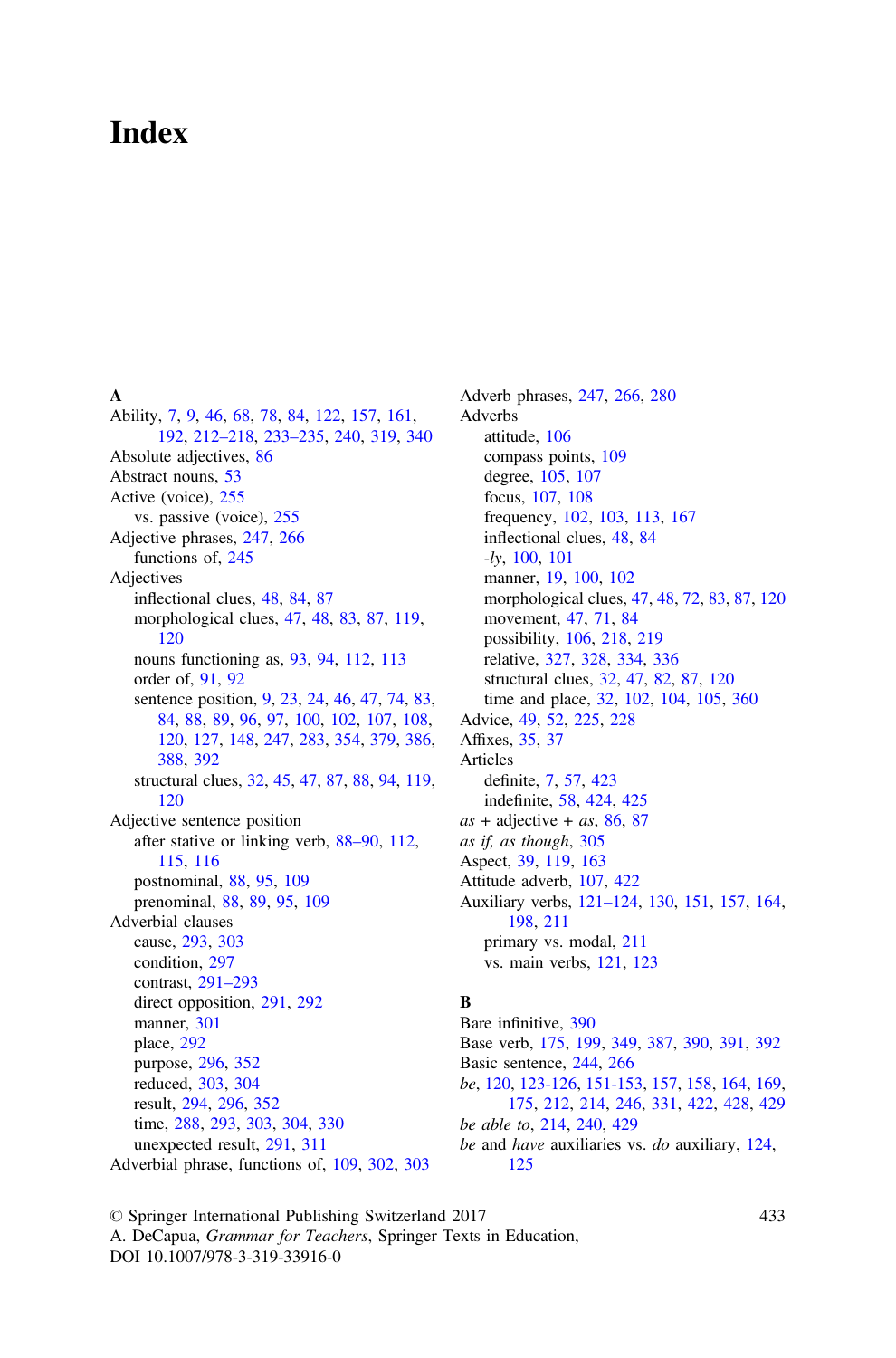# Index

**A**

Ability, 7, 9, 46, 68, 78, 84, 122, 157, 161, 192, 212–218, 233–235, 240, 319, 340
Absolute adjectives, 86
Abstract nouns, 53
Active (voice), 255
  vs. passive (voice), 255
Adjective phrases, 247, 266
  functions of, 245
Adjectives
  inflectional clues, 48, 84, 87
  morphological clues, 47, 48, 83, 87, 119, 120
  nouns functioning as, 93, 94, 112, 113
  order of, 91, 92
  sentence position, 9, 23, 24, 46, 47, 74, 83, 84, 88, 89, 96, 97, 100, 102, 107, 108, 120, 127, 148, 247, 283, 354, 379, 386, 388, 392
  structural clues, 32, 45, 47, 87, 88, 94, 119, 120
Adjective sentence position
  after stative or linking verb, 88–90, 112, 115, 116
  postnominal, 88, 95, 109
  prenominal, 88, 89, 95, 109
Adverbial clauses
  cause, 293, 303
  condition, 297
  contrast, 291–293
  direct opposition, 291, 292
  manner, 301
  place, 292
  purpose, 296, 352
  reduced, 303, 304
  result, 294, 296, 352
  time, 288, 293, 303, 304, 330
  unexpected result, 291, 311
Adverbial phrase, functions of, 109, 302, 303
Adverb phrases, 247, 266, 280
Adverbs
  attitude, 106
  compass points, 109
  degree, 105, 107
  focus, 107, 108
  frequency, 102, 103, 113, 167
  inflectional clues, 48, 84
  *-ly*, 100, 101
  manner, 19, 100, 102
  morphological clues, 47, 48, 72, 83, 87, 120
  movement, 47, 71, 84
  possibility, 106, 218, 219
  relative, 327, 328, 334, 336
  structural clues, 32, 47, 82, 87, 120
  time and place, 32, 102, 104, 105, 360
Advice, 49, 52, 225, 228
Affixes, 35, 37
Articles
  definite, 7, 57, 423
  indefinite, 58, 424, 425
*as* + adjective + *as*, 86, 87
*as if, as though*, 305
Aspect, 39, 119, 163
Attitude adverb, 107, 422
Auxiliary verbs, 121–124, 130, 151, 157, 164, 198, 211
  primary vs. modal, 211
  vs. main verbs, 121, 123

**B**

Bare infinitive, 390
Base verb, 175, 199, 349, 387, 390, 391, 392
Basic sentence, 244, 266
*be*, 120, 123-126, 151-153, 157, 158, 164, 169, 175, 212, 214, 246, 331, 422, 428, 429
*be able to*, 214, 240, 429
*be* and *have* auxiliaries vs. *do* auxiliary, 124, 125

© Springer International Publishing Switzerland 2017
A. DeCapua, *Grammar for Teachers*, Springer Texts in Education,
DOI 10.1007/978-3-319-33916-0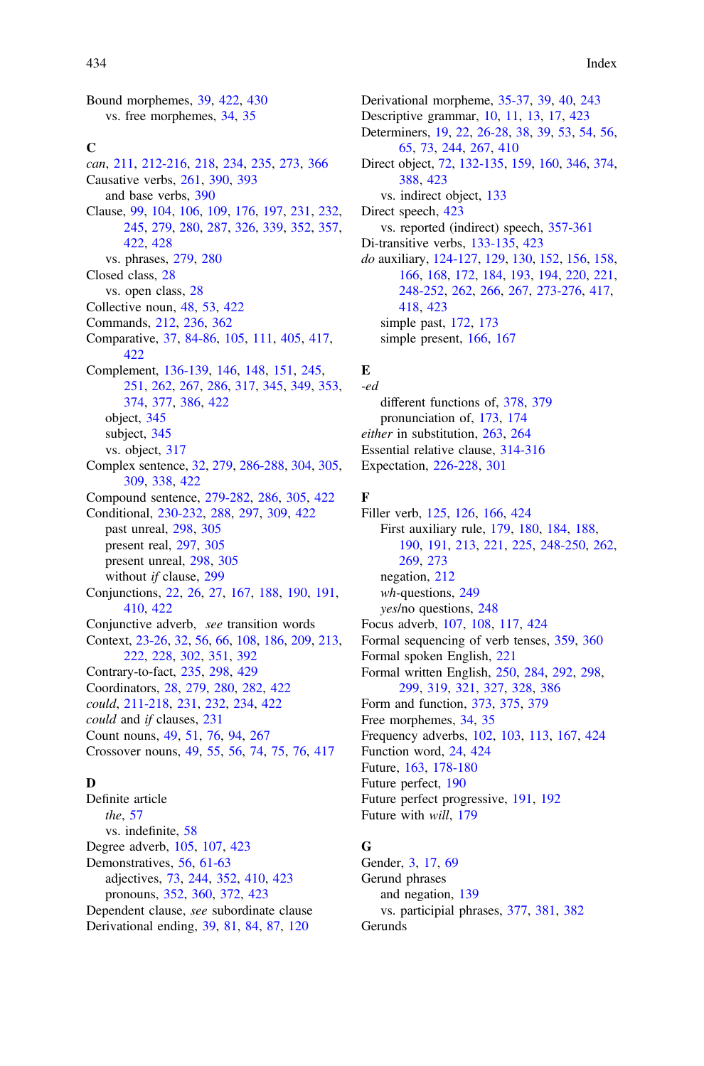Bound morphemes, 39, 422, 430
  vs. free morphemes, 34, 35

**C**

*can*, 211, 212-216, 218, 234, 235, 273, 366
Causative verbs, 261, 390, 393
  and base verbs, 390
Clause, 99, 104, 106, 109, 176, 197, 231, 232, 245, 279, 280, 287, 326, 339, 352, 357, 422, 428
  vs. phrases, 279, 280
Closed class, 28
  vs. open class, 28
Collective noun, 48, 53, 422
Commands, 212, 236, 362
Comparative, 37, 84-86, 105, 111, 405, 417, 422
Complement, 136-139, 146, 148, 151, 245, 251, 262, 267, 286, 317, 345, 349, 353, 374, 377, 386, 422
  object, 345
  subject, 345
  vs. object, 317
Complex sentence, 32, 279, 286-288, 304, 305, 309, 338, 422
Compound sentence, 279-282, 286, 305, 422
Conditional, 230-232, 288, 297, 309, 422
  past unreal, 298, 305
  present real, 297, 305
  present unreal, 298, 305
  without *if* clause, 299
Conjunctions, 22, 26, 27, 167, 188, 190, 191, 410, 422
Conjunctive adverb, *see* transition words
Context, 23-26, 32, 56, 66, 108, 186, 209, 213, 222, 228, 302, 351, 392
Contrary-to-fact, 235, 298, 429
Coordinators, 28, 279, 280, 282, 422
*could*, 211-218, 231, 232, 234, 422
*could* and *if* clauses, 231
Count nouns, 49, 51, 76, 94, 267
Crossover nouns, 49, 55, 56, 74, 75, 76, 417

**D**

Definite article
  *the*, 57
  vs. indefinite, 58
Degree adverb, 105, 107, 423
Demonstratives, 56, 61-63
  adjectives, 73, 244, 352, 410, 423
  pronouns, 352, 360, 372, 423
Dependent clause, *see* subordinate clause
Derivational ending, 39, 81, 84, 87, 120
Derivational morpheme, 35-37, 39, 40, 243
Descriptive grammar, 10, 11, 13, 17, 423
Determiners, 19, 22, 26-28, 38, 39, 53, 54, 56, 65, 73, 244, 267, 410
Direct object, 72, 132-135, 159, 160, 346, 374, 388, 423
  vs. indirect object, 133
Direct speech, 423
  vs. reported (indirect) speech, 357-361
Di-transitive verbs, 133-135, 423
*do* auxiliary, 124-127, 129, 130, 152, 156, 158, 166, 168, 172, 184, 193, 194, 220, 221, 248-252, 262, 266, 267, 273-276, 417, 418, 423
  simple past, 172, 173
  simple present, 166, 167

**E**

*-ed*
  different functions of, 378, 379
  pronunciation of, 173, 174
*either* in substitution, 263, 264
Essential relative clause, 314-316
Expectation, 226-228, 301

**F**

Filler verb, 125, 126, 166, 424
  First auxiliary rule, 179, 180, 184, 188, 190, 191, 213, 221, 225, 248-250, 262, 269, 273
  negation, 212
  *wh*-questions, 249
  *yes*/no questions, 248
Focus adverb, 107, 108, 117, 424
Formal sequencing of verb tenses, 359, 360
Formal spoken English, 221
Formal written English, 250, 284, 292, 298, 299, 319, 321, 327, 328, 386
Form and function, 373, 375, 379
Free morphemes, 34, 35
Frequency adverbs, 102, 103, 113, 167, 424
Function word, 24, 424
Future, 163, 178-180
Future perfect, 190
Future perfect progressive, 191, 192
Future with *will*, 179

**G**

Gender, 3, 17, 69
Gerund phrases
  and negation, 139
  vs. participial phrases, 377, 381, 382
Gerunds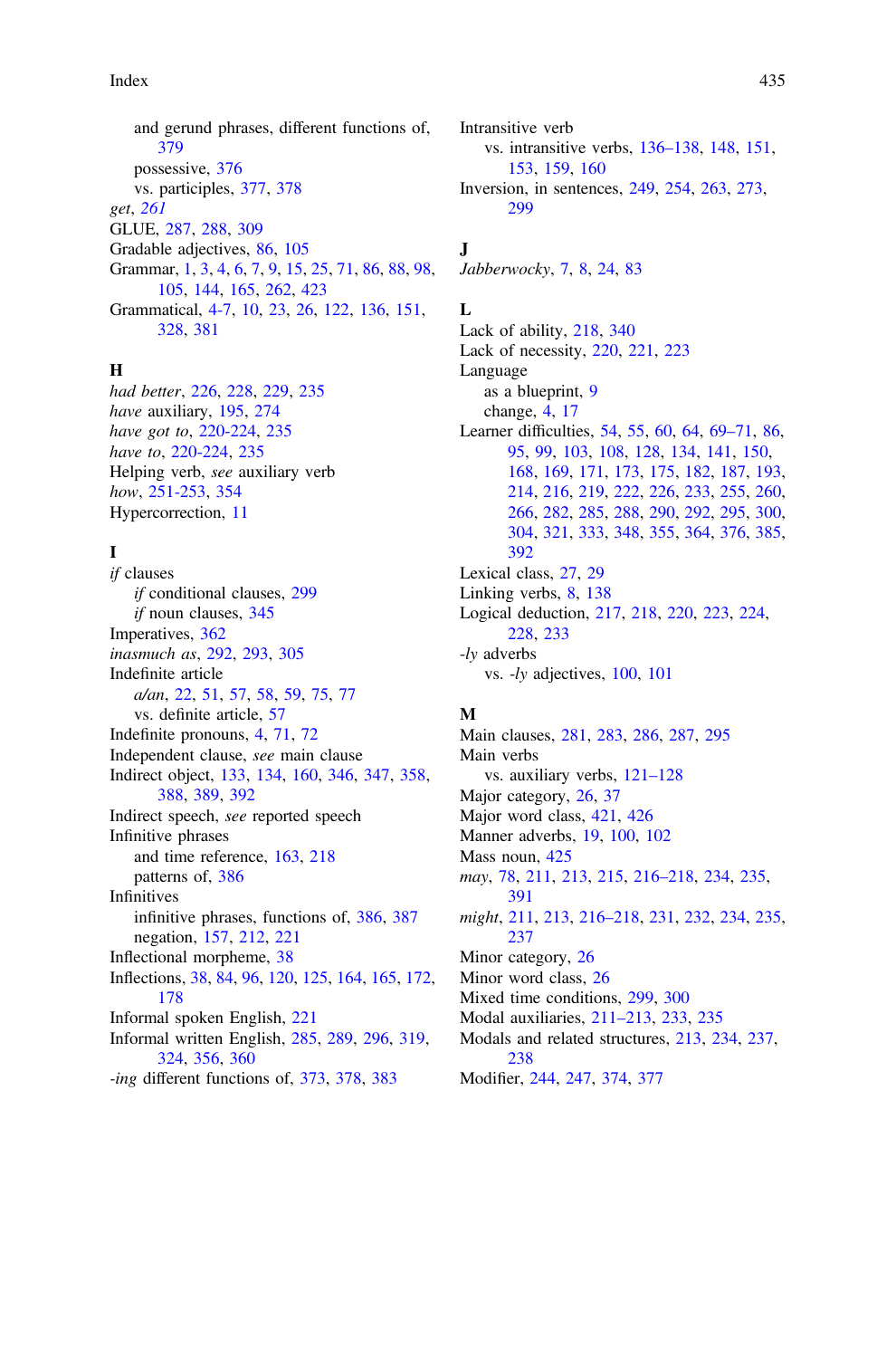and gerund phrases, different functions of, 379
  possessive, 376
  vs. participles, 377, 378
*get*, 261
GLUE, 287, 288, 309
Gradable adjectives, 86, 105
Grammar, 1, 3, 4, 6, 7, 9, 15, 25, 71, 86, 88, 98, 105, 144, 165, 262, 423
Grammatical, 4-7, 10, 23, 26, 122, 136, 151, 328, 381

**H**

*had better*, 226, 228, 229, 235
*have* auxiliary, 195, 274
*have got to*, 220-224, 235
*have to*, 220-224, 235
Helping verb, *see* auxiliary verb
*how*, 251-253, 354
Hypercorrection, 11

**I**

*if* clauses
  *if* conditional clauses, 299
  *if* noun clauses, 345
Imperatives, 362
*inasmuch as*, 292, 293, 305
Indefinite article
  *a/an*, 22, 51, 57, 58, 59, 75, 77
  vs. definite article, 57
Indefinite pronouns, 4, 71, 72
Independent clause, *see* main clause
Indirect object, 133, 134, 160, 346, 347, 358, 388, 389, 392
Indirect speech, *see* reported speech
Infinitive phrases
  and time reference, 163, 218
  patterns of, 386
Infinitives
  infinitive phrases, functions of, 386, 387
  negation, 157, 212, 221
Inflectional morpheme, 38
Inflections, 38, 84, 96, 120, 125, 164, 165, 172, 178
Informal spoken English, 221
Informal written English, 285, 289, 296, 319, 324, 356, 360
*-ing* different functions of, 373, 378, 383

Intransitive verb
  vs. intransitive verbs, 136–138, 148, 151, 153, 159, 160
Inversion, in sentences, 249, 254, 263, 273, 299

**J**

*Jabberwocky*, 7, 8, 24, 83

**L**

Lack of ability, 218, 340
Lack of necessity, 220, 221, 223
Language
  as a blueprint, 9
  change, 4, 17
Learner difficulties, 54, 55, 60, 64, 69–71, 86, 95, 99, 103, 108, 128, 134, 141, 150, 168, 169, 171, 173, 175, 182, 187, 193, 214, 216, 219, 222, 226, 233, 255, 260, 266, 282, 285, 288, 290, 292, 295, 300, 304, 321, 333, 348, 355, 364, 376, 385, 392
Lexical class, 27, 29
Linking verbs, 8, 138
Logical deduction, 217, 218, 220, 223, 224, 228, 233
*-ly* adverbs
  vs. *-ly* adjectives, 100, 101

**M**

Main clauses, 281, 283, 286, 287, 295
Main verbs
  vs. auxiliary verbs, 121–128
Major category, 26, 37
Major word class, 421, 426
Manner adverbs, 19, 100, 102
Mass noun, 425
*may*, 78, 211, 213, 215, 216–218, 234, 235, 391
*might*, 211, 213, 216–218, 231, 232, 234, 235, 237
Minor category, 26
Minor word class, 26
Mixed time conditions, 299, 300
Modal auxiliaries, 211–213, 233, 235
Modals and related structures, 213, 234, 237, 238
Modifier, 244, 247, 374, 377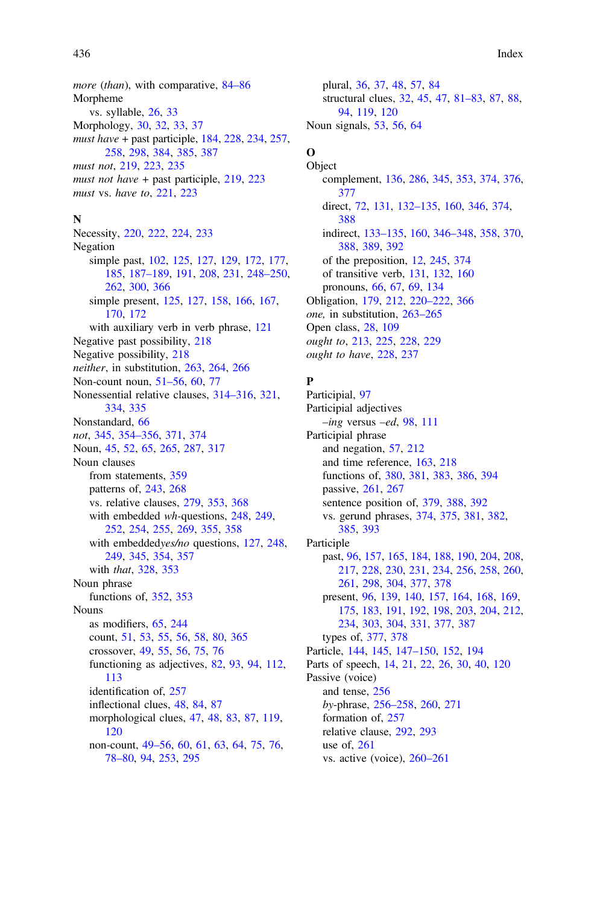*more* (*than*), with comparative, 84–86
Morpheme
  vs. syllable, 26, 33
Morphology, 30, 32, 33, 37
*must have* + past participle, 184, 228, 234, 257, 258, 298, 384, 385, 387
*must not*, 219, 223, 235
*must not have* + past participle, 219, 223
*must* vs. *have to*, 221, 223

**N**

Necessity, 220, 222, 224, 233
Negation
  simple past, 102, 125, 127, 129, 172, 177, 185, 187–189, 191, 208, 231, 248–250, 262, 300, 366
  simple present, 125, 127, 158, 166, 167, 170, 172
  with auxiliary verb in verb phrase, 121
Negative past possibility, 218
Negative possibility, 218
*neither*, in substitution, 263, 264, 266
Non-count noun, 51–56, 60, 77
Nonessential relative clauses, 314–316, 321, 334, 335
Nonstandard, 66
*not*, 345, 354–356, 371, 374
Noun, 45, 52, 65, 265, 287, 317
Noun clauses
  from statements, 359
  patterns of, 243, 268
  vs. relative clauses, 279, 353, 368
  with embedded *wh*-questions, 248, 249, 252, 254, 255, 269, 355, 358
  with embedded*yes/no* questions, 127, 248, 249, 345, 354, 357
  with *that*, 328, 353
Noun phrase
  functions of, 352, 353
Nouns
  as modifiers, 65, 244
  count, 51, 53, 55, 56, 58, 80, 365
  crossover, 49, 55, 56, 75, 76
  functioning as adjectives, 82, 93, 94, 112, 113
  identification of, 257
  inflectional clues, 48, 84, 87
  morphological clues, 47, 48, 83, 87, 119, 120
  non-count, 49–56, 60, 61, 63, 64, 75, 76, 78–80, 94, 253, 295
  plural, 36, 37, 48, 57, 84
  structural clues, 32, 45, 47, 81–83, 87, 88, 94, 119, 120
Noun signals, 53, 56, 64

**O**

Object
  complement, 136, 286, 345, 353, 374, 376, 377
  direct, 72, 131, 132–135, 160, 346, 374, 388
  indirect, 133–135, 160, 346–348, 358, 370, 388, 389, 392
  of the preposition, 12, 245, 374
  of transitive verb, 131, 132, 160
  pronouns, 66, 67, 69, 134
Obligation, 179, 212, 220–222, 366
*one*, in substitution, 263–265
Open class, 28, 109
*ought to*, 213, 225, 228, 229
*ought to have*, 228, 237

**P**

Participial, 97
Participial adjectives
  *–ing* versus *–ed*, 98, 111
Participial phrase
  and negation, 57, 212
  and time reference, 163, 218
  functions of, 380, 381, 383, 386, 394
  passive, 261, 267
  sentence position of, 379, 388, 392
  vs. gerund phrases, 374, 375, 381, 382, 385, 393
Participle
  past, 96, 157, 165, 184, 188, 190, 204, 208, 217, 228, 230, 231, 234, 256, 258, 260, 261, 298, 304, 377, 378
  present, 96, 139, 140, 157, 164, 168, 169, 175, 183, 191, 192, 198, 203, 204, 212, 234, 303, 304, 331, 377, 387
  types of, 377, 378
Particle, 144, 145, 147–150, 152, 194
Parts of speech, 14, 21, 22, 26, 30, 40, 120
Passive (voice)
  and tense, 256
  *by*-phrase, 256–258, 260, 271
  formation of, 257
  relative clause, 292, 293
  use of, 261
  vs. active (voice), 260–261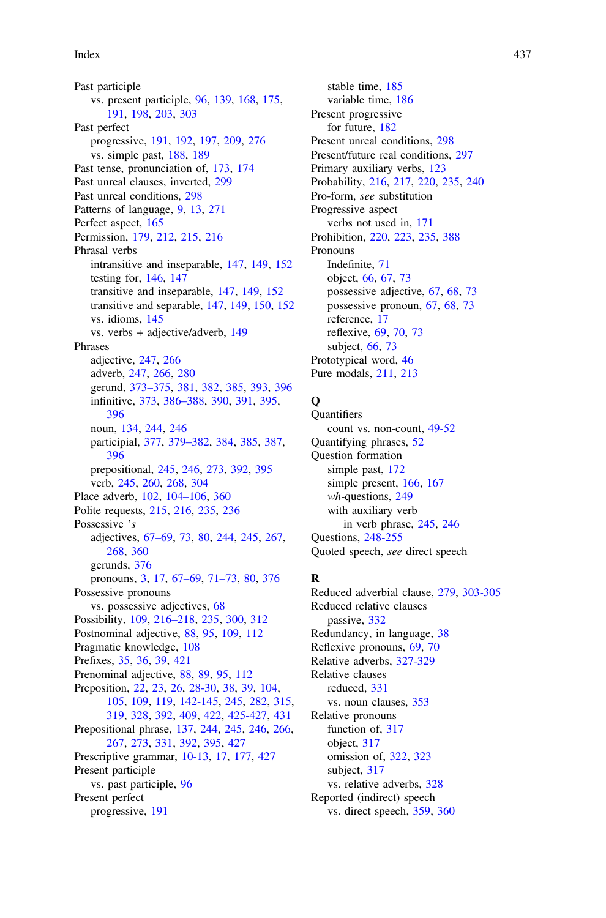Past participle
  vs. present participle, 96, 139, 168, 175, 191, 198, 203, 303
Past perfect
  progressive, 191, 192, 197, 209, 276
  vs. simple past, 188, 189
Past tense, pronunciation of, 173, 174
Past unreal clauses, inverted, 299
Past unreal conditions, 298
Patterns of language, 9, 13, 271
Perfect aspect, 165
Permission, 179, 212, 215, 216
Phrasal verbs
  intransitive and inseparable, 147, 149, 152
  testing for, 146, 147
  transitive and inseparable, 147, 149, 152
  transitive and separable, 147, 149, 150, 152
  vs. idioms, 145
  vs. verbs + adjective/adverb, 149
Phrases
  adjective, 247, 266
  adverb, 247, 266, 280
  gerund, 373–375, 381, 382, 385, 393, 396
  infinitive, 373, 386–388, 390, 391, 395, 396
  noun, 134, 244, 246
  participial, 377, 379–382, 384, 385, 387, 396
  prepositional, 245, 246, 273, 392, 395
  verb, 245, 260, 268, 304
Place adverb, 102, 104–106, 360
Polite requests, 215, 216, 235, 236
Possessive 's
  adjectives, 67–69, 73, 80, 244, 245, 267, 268, 360
  gerunds, 376
  pronouns, 3, 17, 67–69, 71–73, 80, 376
Possessive pronouns
  vs. possessive adjectives, 68
Possibility, 109, 216–218, 235, 300, 312
Postnominal adjective, 88, 95, 109, 112
Pragmatic knowledge, 108
Prefixes, 35, 36, 39, 421
Prenominal adjective, 88, 89, 95, 112
Preposition, 22, 23, 26, 28-30, 38, 39, 104, 105, 109, 119, 142-145, 245, 282, 315, 319, 328, 392, 409, 422, 425-427, 431
Prepositional phrase, 137, 244, 245, 246, 266, 267, 273, 331, 392, 395, 427
Prescriptive grammar, 10-13, 17, 177, 427
Present participle
  vs. past participle, 96
Present perfect
  progressive, 191
  stable time, 185
  variable time, 186
Present progressive
  for future, 182
Present unreal conditions, 298
Present/future real conditions, 297
Primary auxiliary verbs, 123
Probability, 216, 217, 220, 235, 240
Pro-form, *see* substitution
Progressive aspect
  verbs not used in, 171
Prohibition, 220, 223, 235, 388
Pronouns
  Indefinite, 71
  object, 66, 67, 73
  possessive adjective, 67, 68, 73
  possessive pronoun, 67, 68, 73
  reference, 17
  reflexive, 69, 70, 73
  subject, 66, 73
Prototypical word, 46
Pure modals, 211, 213

**Q**

Quantifiers
  count vs. non-count, 49-52
Quantifying phrases, 52
Question formation
  simple past, 172
  simple present, 166, 167
  *wh*-questions, 249
  with auxiliary verb
    in verb phrase, 245, 246
Questions, 248-255
Quoted speech, *see* direct speech

**R**

Reduced adverbial clause, 279, 303-305
Reduced relative clauses
  passive, 332
Redundancy, in language, 38
Reflexive pronouns, 69, 70
Relative adverbs, 327-329
Relative clauses
  reduced, 331
  vs. noun clauses, 353
Relative pronouns
  function of, 317
  object, 317
  omission of, 322, 323
  subject, 317
  vs. relative adverbs, 328
Reported (indirect) speech
  vs. direct speech, 359, 360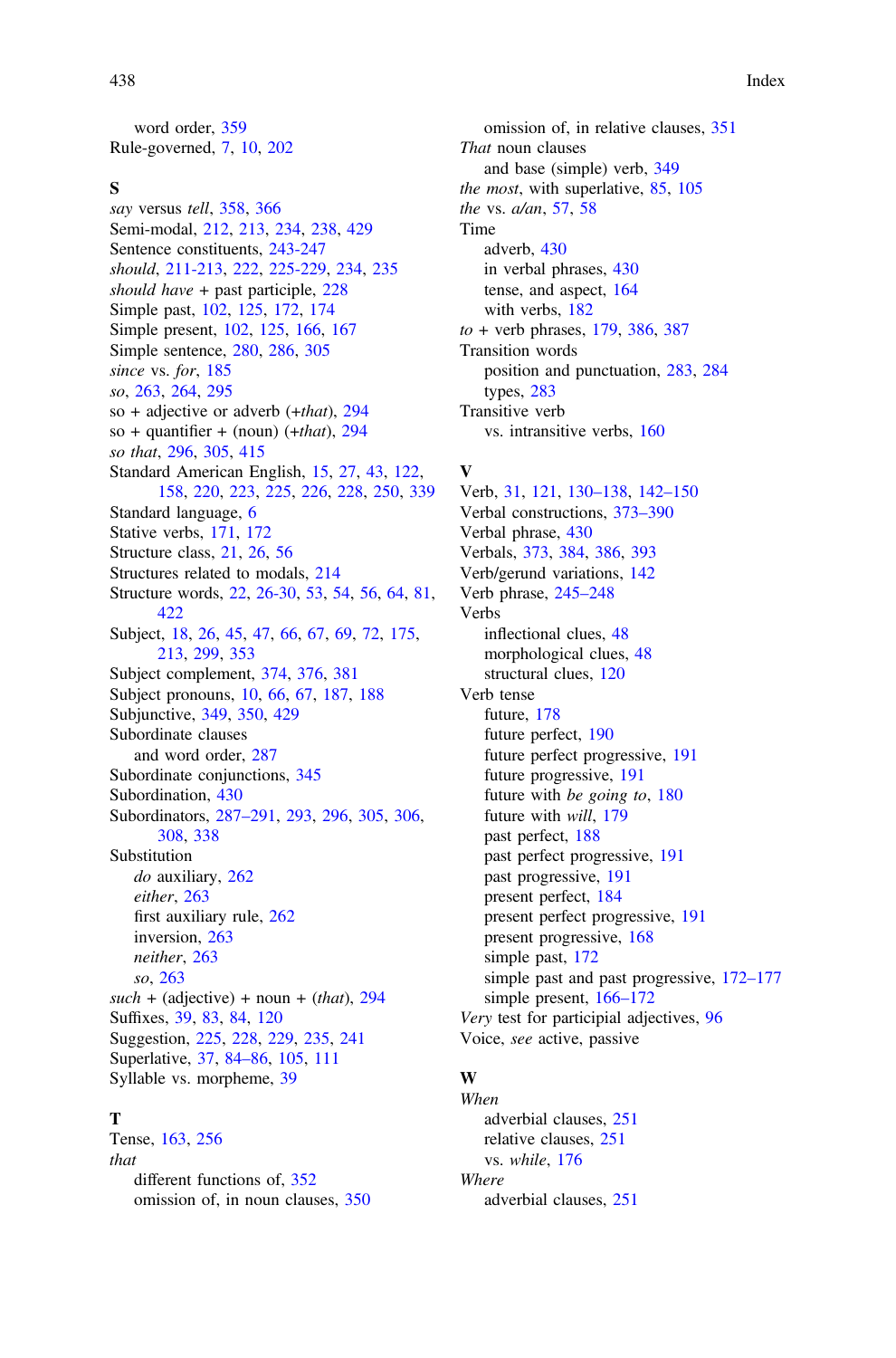word order, 359

Rule-governed, 7, 10, 202

**S**

*say* versus *tell*, 358, 366

Semi-modal, 212, 213, 234, 238, 429

Sentence constituents, 243-247

*should*, 211-213, 222, 225-229, 234, 235

*should have* + past participle, 228

Simple past, 102, 125, 172, 174

Simple present, 102, 125, 166, 167

Simple sentence, 280, 286, 305

*since* vs. *for*, 185

*so*, 263, 264, 295

so + adjective or adverb (+*that*), 294

so + quantifier + (noun) (+*that*), 294

*so that*, 296, 305, 415

Standard American English, 15, 27, 43, 122, 158, 220, 223, 225, 226, 228, 250, 339

Standard language, 6

Stative verbs, 171, 172

Structure class, 21, 26, 56

Structures related to modals, 214

Structure words, 22, 26-30, 53, 54, 56, 64, 81, 422

Subject, 18, 26, 45, 47, 66, 67, 69, 72, 175, 213, 299, 353

Subject complement, 374, 376, 381

Subject pronouns, 10, 66, 67, 187, 188

Subjunctive, 349, 350, 429

Subordinate clauses
  and word order, 287

Subordinate conjunctions, 345

Subordination, 430

Subordinators, 287–291, 293, 296, 305, 306, 308, 338

Substitution
  *do* auxiliary, 262
  *either*, 263
  first auxiliary rule, 262
  inversion, 263
  *neither*, 263
  *so*, 263

*such* + (adjective) + noun + (*that*), 294

Suffixes, 39, 83, 84, 120

Suggestion, 225, 228, 229, 235, 241

Superlative, 37, 84–86, 105, 111

Syllable vs. morpheme, 39

**T**

Tense, 163, 256

*that*
  different functions of, 352
  omission of, in noun clauses, 350
  omission of, in relative clauses, 351

*That* noun clauses
  and base (simple) verb, 349

*the most*, with superlative, 85, 105

*the* vs. *a/an*, 57, 58

Time
  adverb, 430
  in verbal phrases, 430
  tense, and aspect, 164
  with verbs, 182

*to* + verb phrases, 179, 386, 387

Transition words
  position and punctuation, 283, 284
  types, 283

Transitive verb
  vs. intransitive verbs, 160

**V**

Verb, 31, 121, 130–138, 142–150

Verbal constructions, 373–390

Verbal phrase, 430

Verbals, 373, 384, 386, 393

Verb/gerund variations, 142

Verb phrase, 245–248

Verbs
  inflectional clues, 48
  morphological clues, 48
  structural clues, 120

Verb tense
  future, 178
  future perfect, 190
  future perfect progressive, 191
  future progressive, 191
  future with *be going to*, 180
  future with *will*, 179
  past perfect, 188
  past perfect progressive, 191
  past progressive, 191
  present perfect, 184
  present perfect progressive, 191
  present progressive, 168
  simple past, 172
  simple past and past progressive, 172–177
  simple present, 166–172

*Very* test for participial adjectives, 96

Voice, *see* active, passive

**W**

*When*
  adverbial clauses, 251
  relative clauses, 251
  vs. *while*, 176

*Where*
  adverbial clauses, 251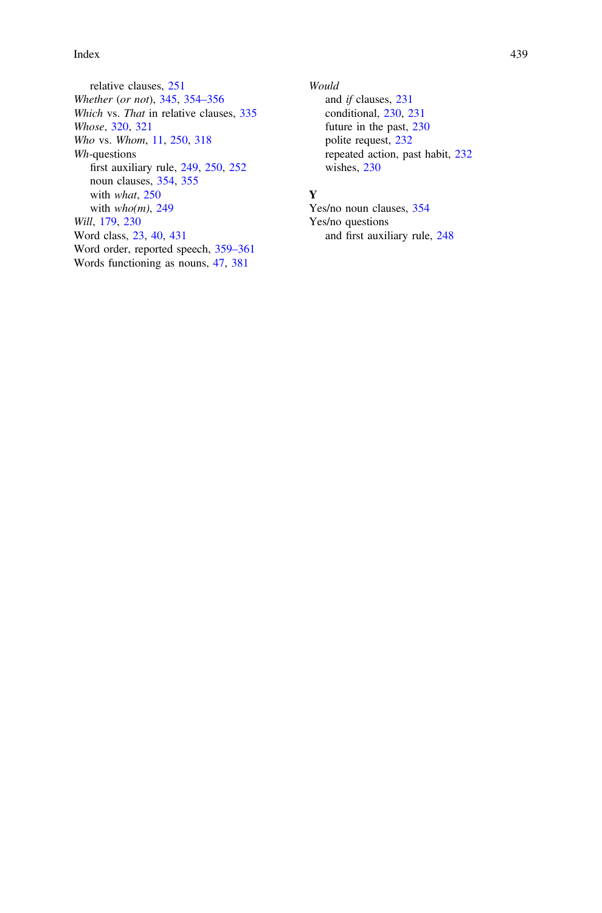relative clauses, 251
*Whether* (*or not*), 345, 354–356
*Which* vs. *That* in relative clauses, 335
*Whose*, 320, 321
*Who* vs. *Whom*, 11, 250, 318
*Wh*-questions
 first auxiliary rule, 249, 250, 252
 noun clauses, 354, 355
 with *what*, 250
 with *who(m)*, 249
*Will*, 179, 230
Word class, 23, 40, 431
Word order, reported speech, 359–361
Words functioning as nouns, 47, 381

*Would*
 and *if* clauses, 231
 conditional, 230, 231
 future in the past, 230
 polite request, 232
 repeated action, past habit, 232
 wishes, 230

**Y**

Yes/no noun clauses, 354
Yes/no questions
 and first auxiliary rule, 248